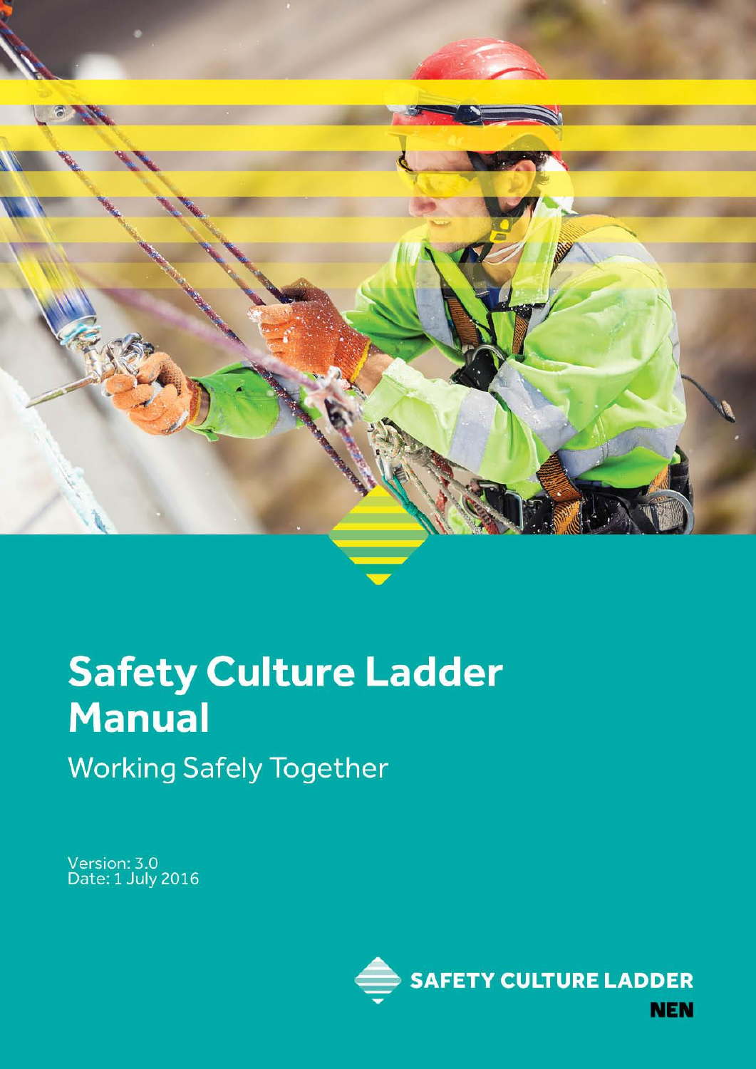# Safety Culture Ladder Manual

## Working Safely Together

Version: 3.0
Date: 1 July 2016

SAFETY CULTURE LADDER

NEN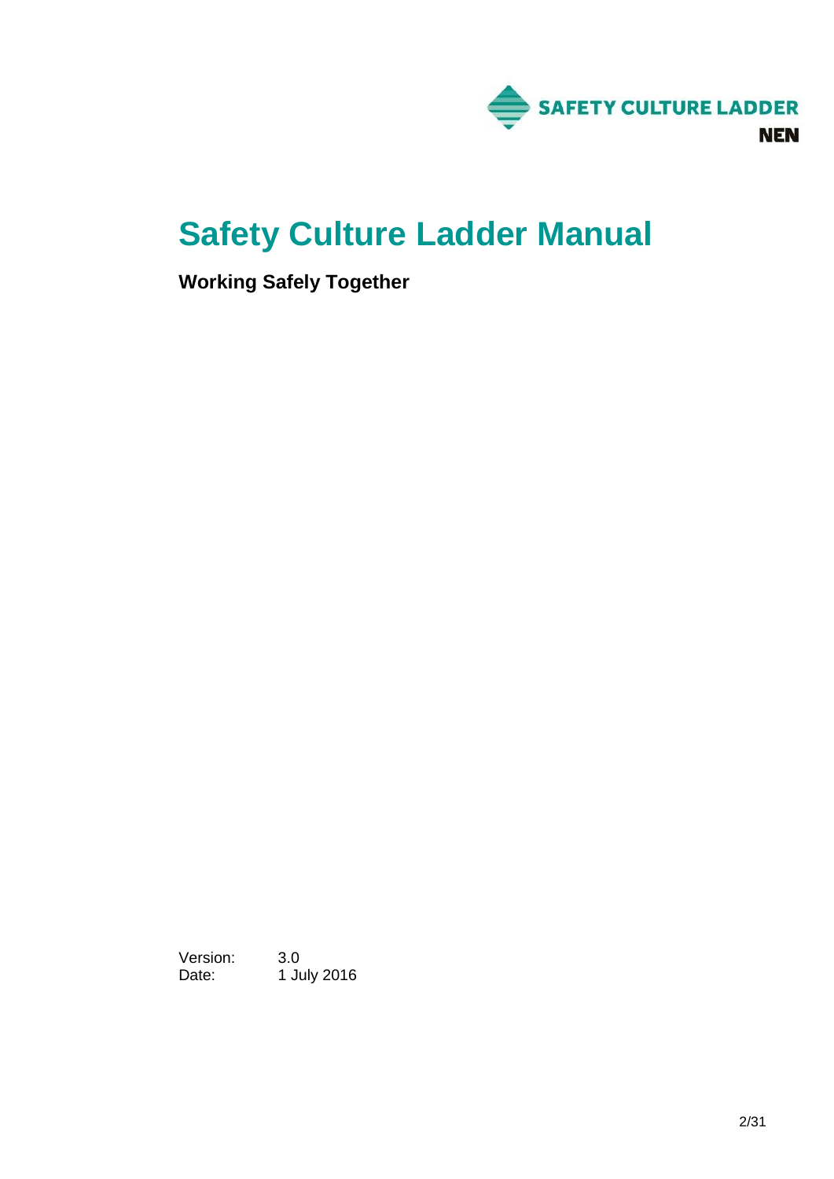# Safety Culture Ladder Manual

**Working Safely Together**

Version: 3.0
Date: 1 July 2016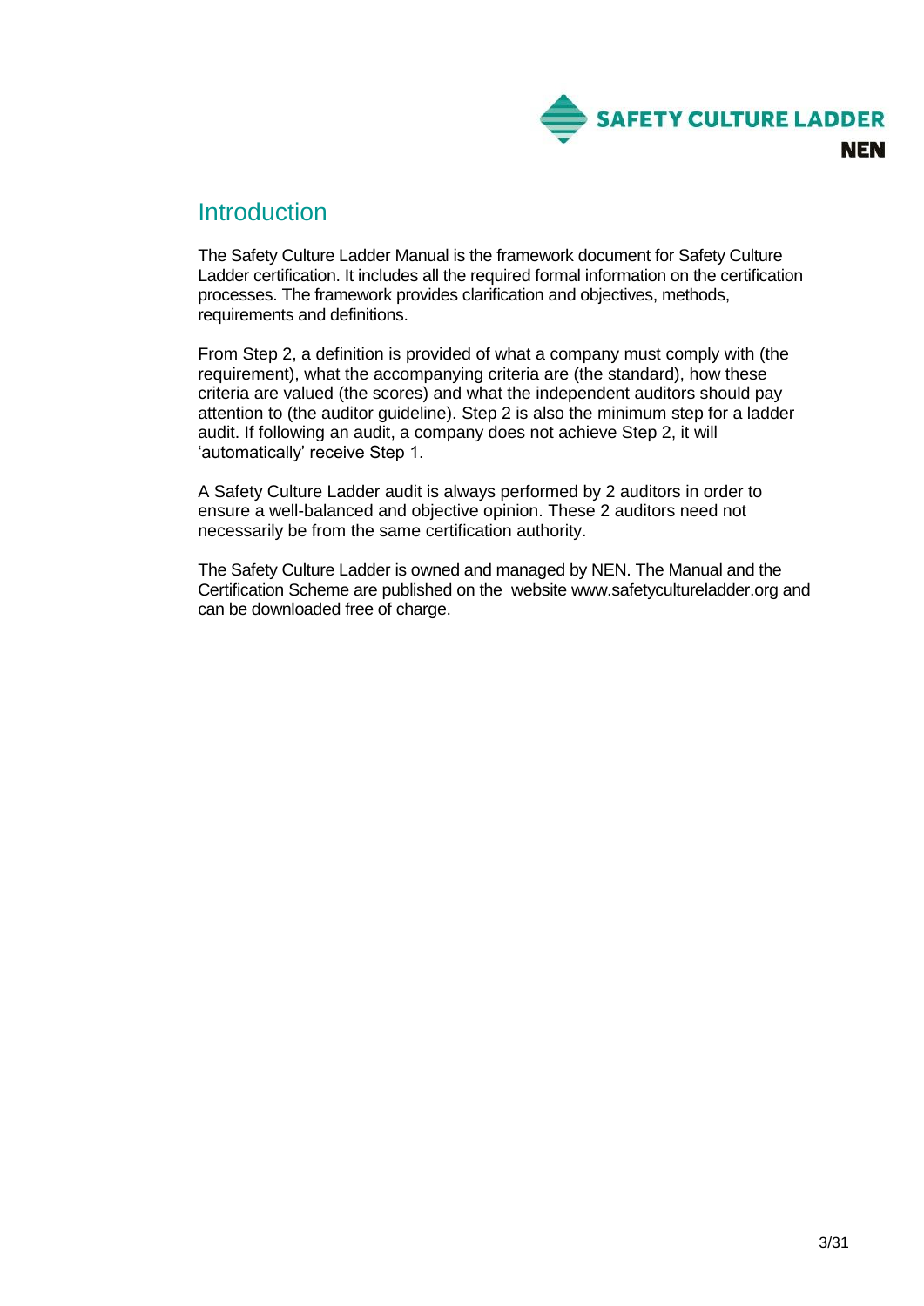# Introduction

The Safety Culture Ladder Manual is the framework document for Safety Culture Ladder certification. It includes all the required formal information on the certification processes. The framework provides clarification and objectives, methods, requirements and definitions.

From Step 2, a definition is provided of what a company must comply with (the requirement), what the accompanying criteria are (the standard), how these criteria are valued (the scores) and what the independent auditors should pay attention to (the auditor guideline). Step 2 is also the minimum step for a ladder audit. If following an audit, a company does not achieve Step 2, it will 'automatically' receive Step 1.

A Safety Culture Ladder audit is always performed by 2 auditors in order to ensure a well-balanced and objective opinion. These 2 auditors need not necessarily be from the same certification authority.

The Safety Culture Ladder is owned and managed by NEN. The Manual and the Certification Scheme are published on the website www.safetycultureladder.org and can be downloaded free of charge.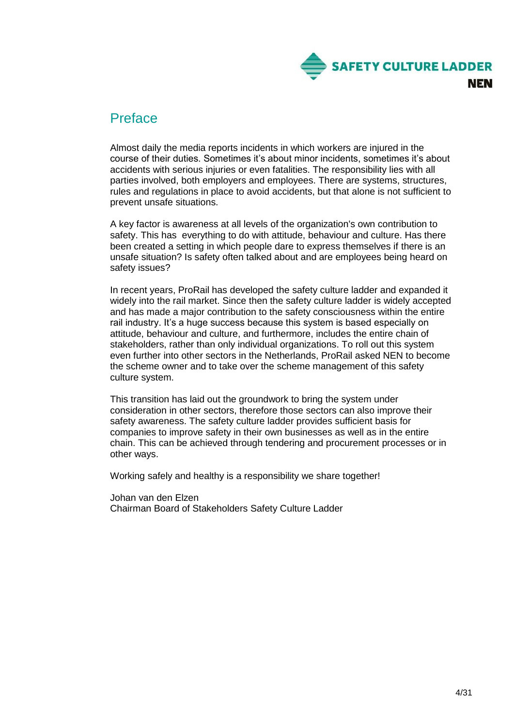## Preface

Almost daily the media reports incidents in which workers are injured in the course of their duties. Sometimes it's about minor incidents, sometimes it's about accidents with serious injuries or even fatalities. The responsibility lies with all parties involved, both employers and employees. There are systems, structures, rules and regulations in place to avoid accidents, but that alone is not sufficient to prevent unsafe situations.

A key factor is awareness at all levels of the organization's own contribution to safety. This has everything to do with attitude, behaviour and culture. Has there been created a setting in which people dare to express themselves if there is an unsafe situation? Is safety often talked about and are employees being heard on safety issues?

In recent years, ProRail has developed the safety culture ladder and expanded it widely into the rail market. Since then the safety culture ladder is widely accepted and has made a major contribution to the safety consciousness within the entire rail industry. It's a huge success because this system is based especially on attitude, behaviour and culture, and furthermore, includes the entire chain of stakeholders, rather than only individual organizations. To roll out this system even further into other sectors in the Netherlands, ProRail asked NEN to become the scheme owner and to take over the scheme management of this safety culture system.

This transition has laid out the groundwork to bring the system under consideration in other sectors, therefore those sectors can also improve their safety awareness. The safety culture ladder provides sufficient basis for companies to improve safety in their own businesses as well as in the entire chain. This can be achieved through tendering and procurement processes or in other ways.

Working safely and healthy is a responsibility we share together!

Johan van den Elzen
Chairman Board of Stakeholders Safety Culture Ladder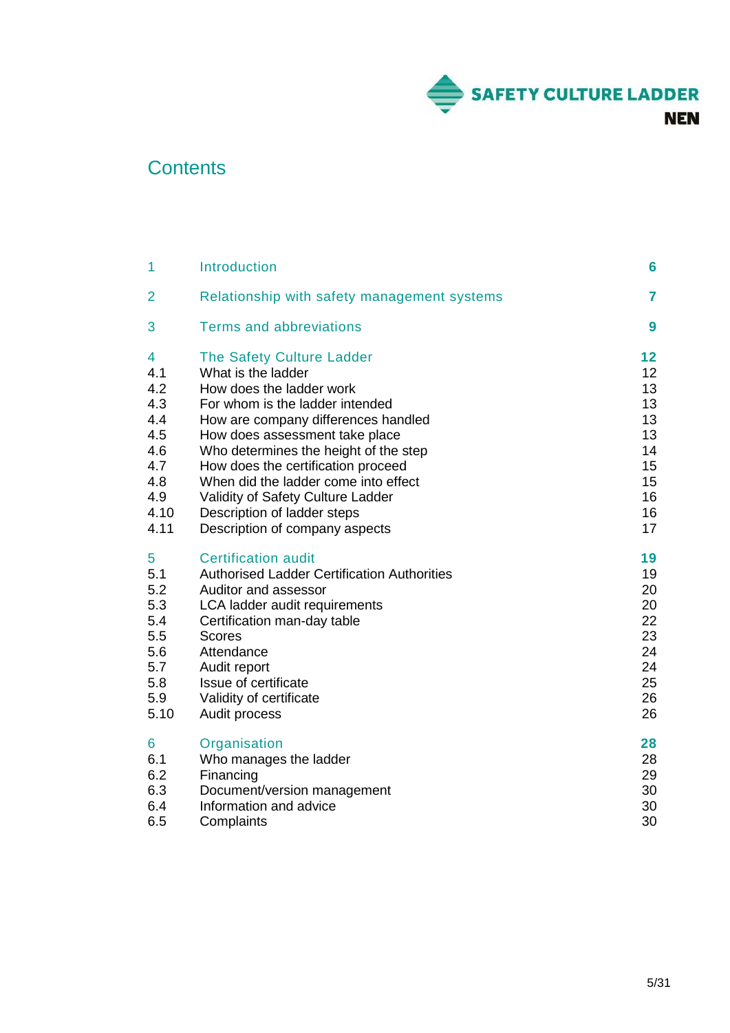# Contents

| | | |
|---|---|---|
| 1 | Introduction | **6** |
| 2 | Relationship with safety management systems | **7** |
| 3 | Terms and abbreviations | **9** |
| 4 | The Safety Culture Ladder | **12** |
| 4.1 | What is the ladder | 12 |
| 4.2 | How does the ladder work | 13 |
| 4.3 | For whom is the ladder intended | 13 |
| 4.4 | How are company differences handled | 13 |
| 4.5 | How does assessment take place | 13 |
| 4.6 | Who determines the height of the step | 14 |
| 4.7 | How does the certification proceed | 15 |
| 4.8 | When did the ladder come into effect | 15 |
| 4.9 | Validity of Safety Culture Ladder | 16 |
| 4.10 | Description of ladder steps | 16 |
| 4.11 | Description of company aspects | 17 |
| 5 | Certification audit | **19** |
| 5.1 | Authorised Ladder Certification Authorities | 19 |
| 5.2 | Auditor and assessor | 20 |
| 5.3 | LCA ladder audit requirements | 20 |
| 5.4 | Certification man-day table | 22 |
| 5.5 | Scores | 23 |
| 5.6 | Attendance | 24 |
| 5.7 | Audit report | 24 |
| 5.8 | Issue of certificate | 25 |
| 5.9 | Validity of certificate | 26 |
| 5.10 | Audit process | 26 |
| 6 | Organisation | **28** |
| 6.1 | Who manages the ladder | 28 |
| 6.2 | Financing | 29 |
| 6.3 | Document/version management | 30 |
| 6.4 | Information and advice | 30 |
| 6.5 | Complaints | 30 |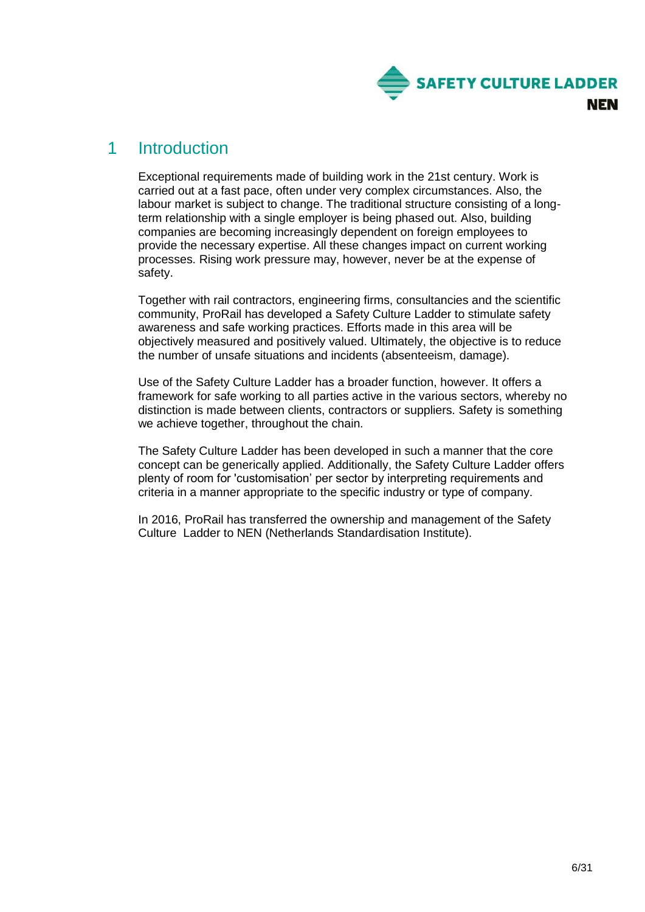# 1 Introduction

Exceptional requirements made of building work in the 21st century. Work is carried out at a fast pace, often under very complex circumstances. Also, the labour market is subject to change. The traditional structure consisting of a long-term relationship with a single employer is being phased out. Also, building companies are becoming increasingly dependent on foreign employees to provide the necessary expertise. All these changes impact on current working processes. Rising work pressure may, however, never be at the expense of safety.

Together with rail contractors, engineering firms, consultancies and the scientific community, ProRail has developed a Safety Culture Ladder to stimulate safety awareness and safe working practices. Efforts made in this area will be objectively measured and positively valued. Ultimately, the objective is to reduce the number of unsafe situations and incidents (absenteeism, damage).

Use of the Safety Culture Ladder has a broader function, however. It offers a framework for safe working to all parties active in the various sectors, whereby no distinction is made between clients, contractors or suppliers. Safety is something we achieve together, throughout the chain.

The Safety Culture Ladder has been developed in such a manner that the core concept can be generically applied. Additionally, the Safety Culture Ladder offers plenty of room for 'customisation' per sector by interpreting requirements and criteria in a manner appropriate to the specific industry or type of company.

In 2016, ProRail has transferred the ownership and management of the Safety Culture Ladder to NEN (Netherlands Standardisation Institute).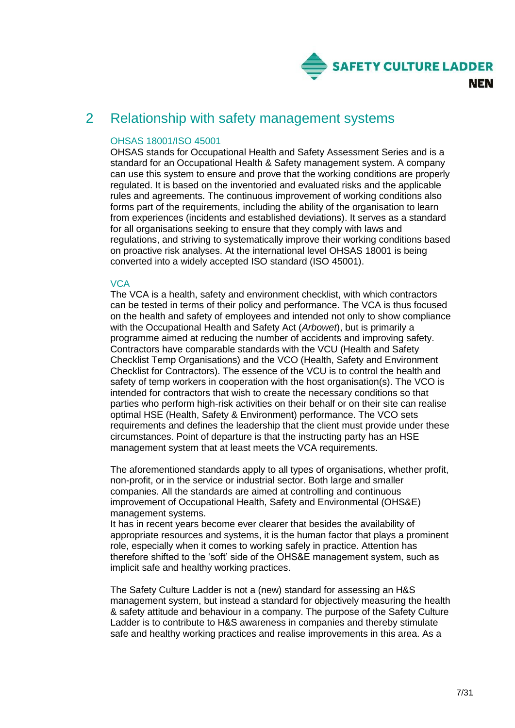# 2 Relationship with safety management systems

### OHSAS 18001/ISO 45001

OHSAS stands for Occupational Health and Safety Assessment Series and is a standard for an Occupational Health & Safety management system. A company can use this system to ensure and prove that the working conditions are properly regulated. It is based on the inventoried and evaluated risks and the applicable rules and agreements. The continuous improvement of working conditions also forms part of the requirements, including the ability of the organisation to learn from experiences (incidents and established deviations). It serves as a standard for all organisations seeking to ensure that they comply with laws and regulations, and striving to systematically improve their working conditions based on proactive risk analyses. At the international level OHSAS 18001 is being converted into a widely accepted ISO standard (ISO 45001).

### VCA

The VCA is a health, safety and environment checklist, with which contractors can be tested in terms of their policy and performance. The VCA is thus focused on the health and safety of employees and intended not only to show compliance with the Occupational Health and Safety Act (*Arbowet*), but is primarily a programme aimed at reducing the number of accidents and improving safety. Contractors have comparable standards with the VCU (Health and Safety Checklist Temp Organisations) and the VCO (Health, Safety and Environment Checklist for Contractors). The essence of the VCU is to control the health and safety of temp workers in cooperation with the host organisation(s). The VCO is intended for contractors that wish to create the necessary conditions so that parties who perform high-risk activities on their behalf or on their site can realise optimal HSE (Health, Safety & Environment) performance. The VCO sets requirements and defines the leadership that the client must provide under these circumstances. Point of departure is that the instructing party has an HSE management system that at least meets the VCA requirements.

The aforementioned standards apply to all types of organisations, whether profit, non-profit, or in the service or industrial sector. Both large and smaller companies. All the standards are aimed at controlling and continuous improvement of Occupational Health, Safety and Environmental (OHS&E) management systems.
It has in recent years become ever clearer that besides the availability of appropriate resources and systems, it is the human factor that plays a prominent role, especially when it comes to working safely in practice. Attention has therefore shifted to the 'soft' side of the OHS&E management system, such as implicit safe and healthy working practices.

The Safety Culture Ladder is not a (new) standard for assessing an H&S management system, but instead a standard for objectively measuring the health & safety attitude and behaviour in a company. The purpose of the Safety Culture Ladder is to contribute to H&S awareness in companies and thereby stimulate safe and healthy working practices and realise improvements in this area. As a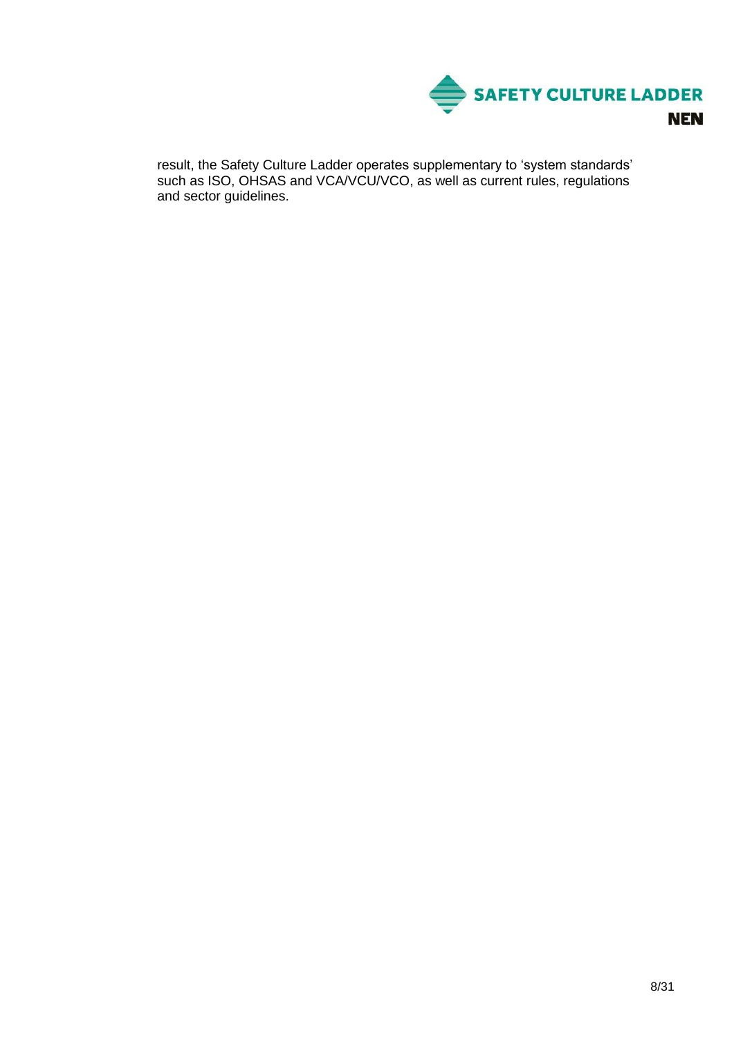result, the Safety Culture Ladder operates supplementary to 'system standards' such as ISO, OHSAS and VCA/VCU/VCO, as well as current rules, regulations and sector guidelines.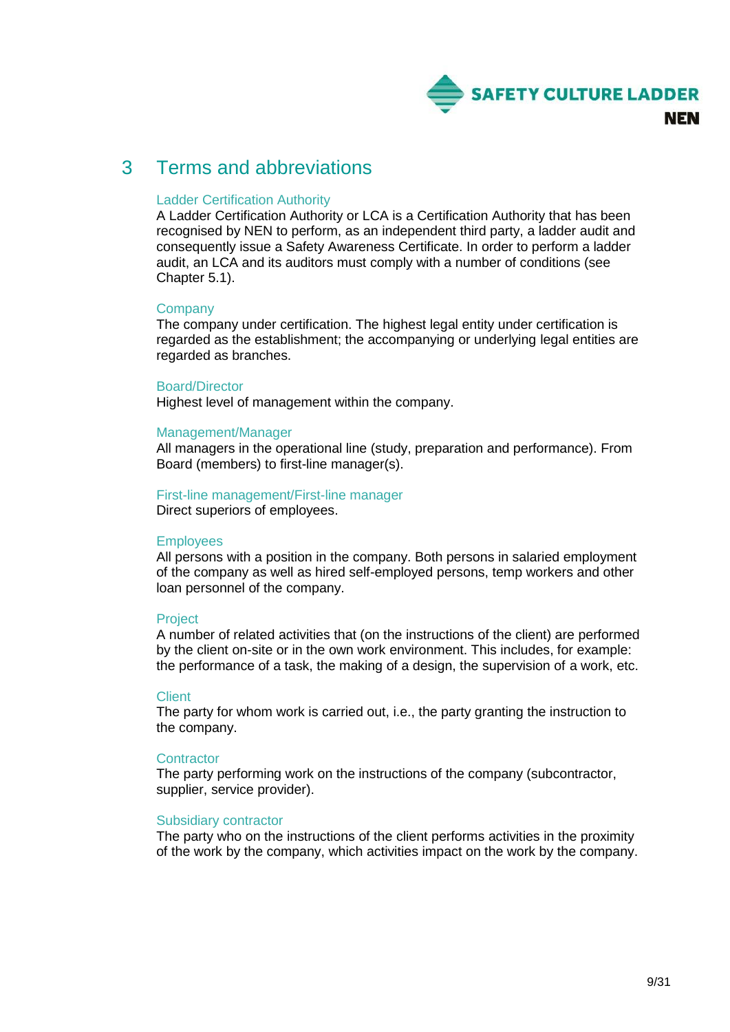# 3 Terms and abbreviations

### Ladder Certification Authority

A Ladder Certification Authority or LCA is a Certification Authority that has been recognised by NEN to perform, as an independent third party, a ladder audit and consequently issue a Safety Awareness Certificate. In order to perform a ladder audit, an LCA and its auditors must comply with a number of conditions (see Chapter 5.1).

### Company

The company under certification. The highest legal entity under certification is regarded as the establishment; the accompanying or underlying legal entities are regarded as branches.

### Board/Director

Highest level of management within the company.

### Management/Manager

All managers in the operational line (study, preparation and performance). From Board (members) to first-line manager(s).

### First-line management/First-line manager

Direct superiors of employees.

### Employees

All persons with a position in the company. Both persons in salaried employment of the company as well as hired self-employed persons, temp workers and other loan personnel of the company.

### Project

A number of related activities that (on the instructions of the client) are performed by the client on-site or in the own work environment. This includes, for example: the performance of a task, the making of a design, the supervision of a work, etc.

### Client

The party for whom work is carried out, i.e., the party granting the instruction to the company.

### Contractor

The party performing work on the instructions of the company (subcontractor, supplier, service provider).

### Subsidiary contractor

The party who on the instructions of the client performs activities in the proximity of the work by the company, which activities impact on the work by the company.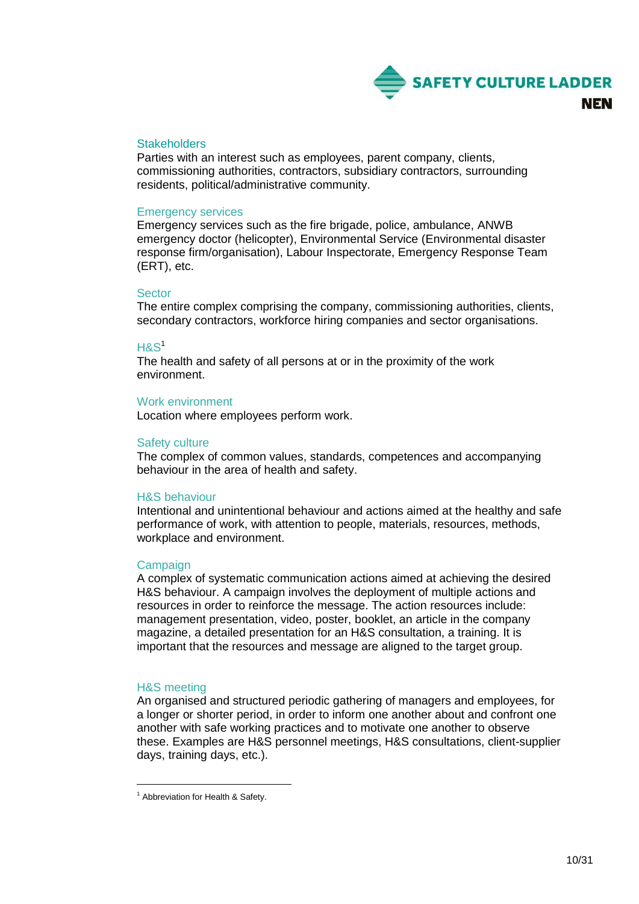### Stakeholders

Parties with an interest such as employees, parent company, clients, commissioning authorities, contractors, subsidiary contractors, surrounding residents, political/administrative community.

### Emergency services

Emergency services such as the fire brigade, police, ambulance, ANWB emergency doctor (helicopter), Environmental Service (Environmental disaster response firm/organisation), Labour Inspectorate, Emergency Response Team (ERT), etc.

### Sector

The entire complex comprising the company, commissioning authorities, clients, secondary contractors, workforce hiring companies and sector organisations.

### H&S[1]

The health and safety of all persons at or in the proximity of the work environment.

### Work environment

Location where employees perform work.

### Safety culture

The complex of common values, standards, competences and accompanying behaviour in the area of health and safety.

### H&S behaviour

Intentional and unintentional behaviour and actions aimed at the healthy and safe performance of work, with attention to people, materials, resources, methods, workplace and environment.

### Campaign

A complex of systematic communication actions aimed at achieving the desired H&S behaviour. A campaign involves the deployment of multiple actions and resources in order to reinforce the message. The action resources include: management presentation, video, poster, booklet, an article in the company magazine, a detailed presentation for an H&S consultation, a training. It is important that the resources and message are aligned to the target group.

### H&S meeting

An organised and structured periodic gathering of managers and employees, for a longer or shorter period, in order to inform one another about and confront one another with safe working practices and to motivate one another to observe these. Examples are H&S personnel meetings, H&S consultations, client-supplier days, training days, etc.).

---

[1] Abbreviation for Health & Safety.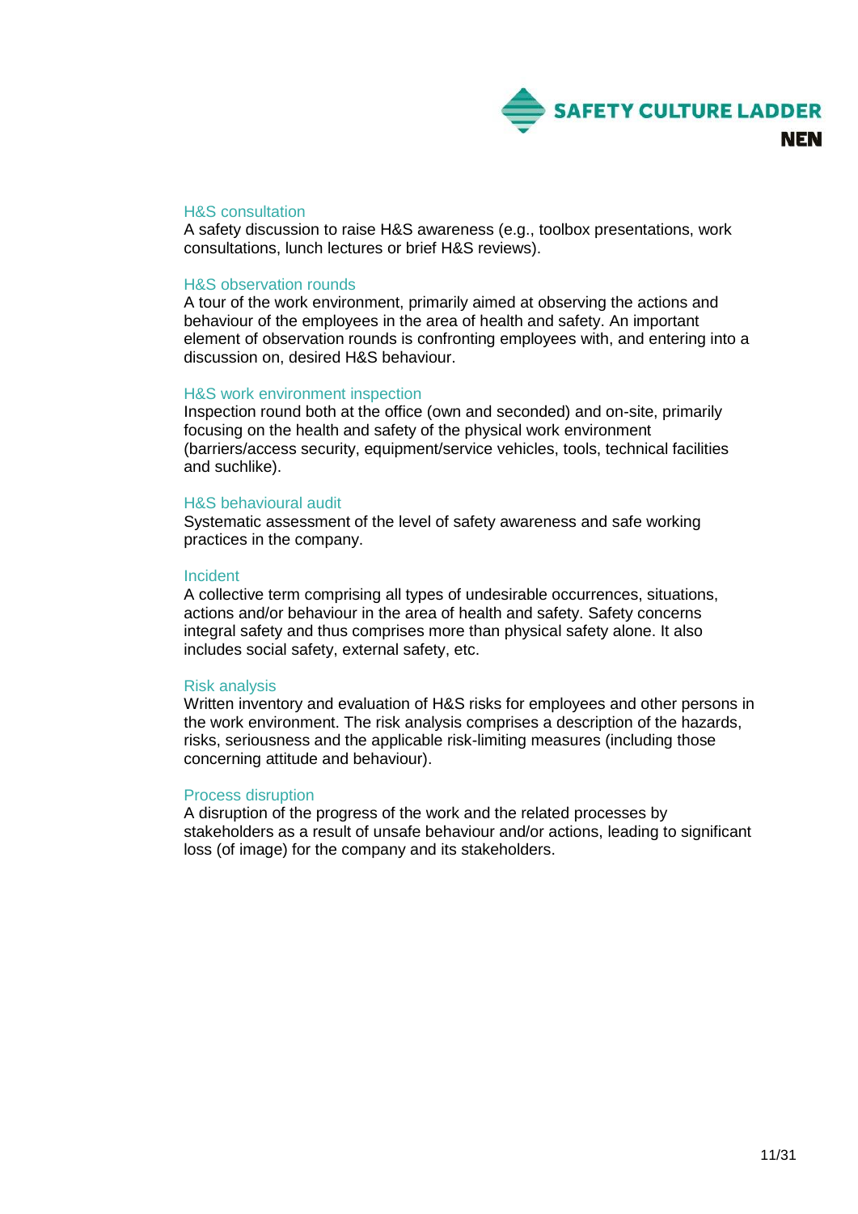### H&S consultation

A safety discussion to raise H&S awareness (e.g., toolbox presentations, work consultations, lunch lectures or brief H&S reviews).

### H&S observation rounds

A tour of the work environment, primarily aimed at observing the actions and behaviour of the employees in the area of health and safety. An important element of observation rounds is confronting employees with, and entering into a discussion on, desired H&S behaviour.

### H&S work environment inspection

Inspection round both at the office (own and seconded) and on-site, primarily focusing on the health and safety of the physical work environment (barriers/access security, equipment/service vehicles, tools, technical facilities and suchlike).

### H&S behavioural audit

Systematic assessment of the level of safety awareness and safe working practices in the company.

### Incident

A collective term comprising all types of undesirable occurrences, situations, actions and/or behaviour in the area of health and safety. Safety concerns integral safety and thus comprises more than physical safety alone. It also includes social safety, external safety, etc.

### Risk analysis

Written inventory and evaluation of H&S risks for employees and other persons in the work environment. The risk analysis comprises a description of the hazards, risks, seriousness and the applicable risk-limiting measures (including those concerning attitude and behaviour).

### Process disruption

A disruption of the progress of the work and the related processes by stakeholders as a result of unsafe behaviour and/or actions, leading to significant loss (of image) for the company and its stakeholders.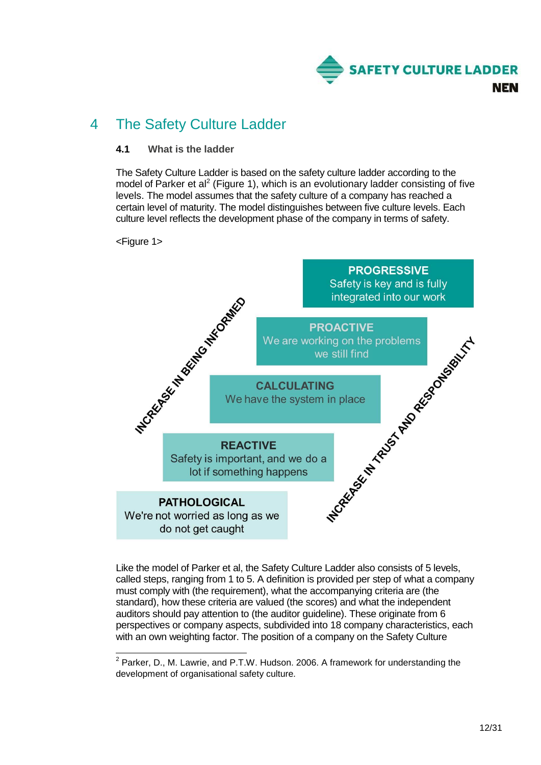# 4 The Safety Culture Ladder

## 4.1 What is the ladder

The Safety Culture Ladder is based on the safety culture ladder according to the model of Parker et al[2] (Figure 1), which is an evolutionary ladder consisting of five levels. The model assumes that the safety culture of a company has reached a certain level of maturity. The model distinguishes between five culture levels. Each culture level reflects the development phase of the company in terms of safety.

<Figure 1>

**PROGRESSIVE**
Safety is key and is fully integrated into our work

**PROACTIVE**
We are working on the problems we still find

**CALCULATING**
We have the system in place

**REACTIVE**
Safety is important, and we do a lot if something happens

**PATHOLOGICAL**
We're not worried as long as we do not get caught

INCREASE IN BEING INFORMED

INCREASE IN TRUST AND RESPONSIBILITY

Like the model of Parker et al, the Safety Culture Ladder also consists of 5 levels, called steps, ranging from 1 to 5. A definition is provided per step of what a company must comply with (the requirement), what the accompanying criteria are (the standard), how these criteria are valued (the scores) and what the independent auditors should pay attention to (the auditor guideline). These originate from 6 perspectives or company aspects, subdivided into 18 company characteristics, each with an own weighting factor. The position of a company on the Safety Culture

---

[2] Parker, D., M. Lawrie, and P.T.W. Hudson. 2006. A framework for understanding the development of organisational safety culture.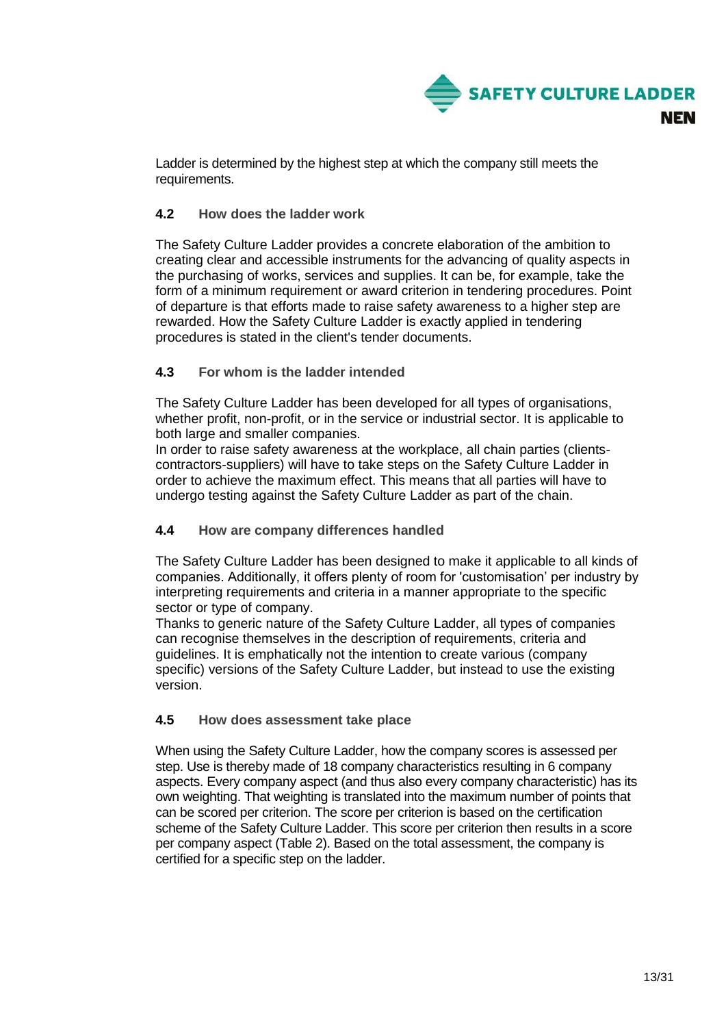Ladder is determined by the highest step at which the company still meets the requirements.

### 4.2 How does the ladder work

The Safety Culture Ladder provides a concrete elaboration of the ambition to creating clear and accessible instruments for the advancing of quality aspects in the purchasing of works, services and supplies. It can be, for example, take the form of a minimum requirement or award criterion in tendering procedures. Point of departure is that efforts made to raise safety awareness to a higher step are rewarded. How the Safety Culture Ladder is exactly applied in tendering procedures is stated in the client's tender documents.

### 4.3 For whom is the ladder intended

The Safety Culture Ladder has been developed for all types of organisations, whether profit, non-profit, or in the service or industrial sector. It is applicable to both large and smaller companies.
In order to raise safety awareness at the workplace, all chain parties (clients-contractors-suppliers) will have to take steps on the Safety Culture Ladder in order to achieve the maximum effect. This means that all parties will have to undergo testing against the Safety Culture Ladder as part of the chain.

### 4.4 How are company differences handled

The Safety Culture Ladder has been designed to make it applicable to all kinds of companies. Additionally, it offers plenty of room for 'customisation' per industry by interpreting requirements and criteria in a manner appropriate to the specific sector or type of company.
Thanks to generic nature of the Safety Culture Ladder, all types of companies can recognise themselves in the description of requirements, criteria and guidelines. It is emphatically not the intention to create various (company specific) versions of the Safety Culture Ladder, but instead to use the existing version.

### 4.5 How does assessment take place

When using the Safety Culture Ladder, how the company scores is assessed per step. Use is thereby made of 18 company characteristics resulting in 6 company aspects. Every company aspect (and thus also every company characteristic) has its own weighting. That weighting is translated into the maximum number of points that can be scored per criterion. The score per criterion is based on the certification scheme of the Safety Culture Ladder. This score per criterion then results in a score per company aspect (Table 2). Based on the total assessment, the company is certified for a specific step on the ladder.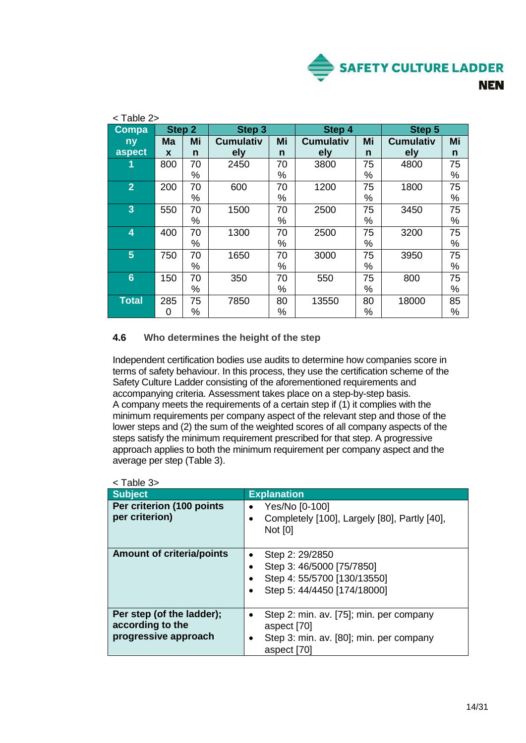< Table 2>

| Company aspect | Step 2 | | Step 3 | | Step 4 | | Step 5 | |
|---|---|---|---|---|---|---|---|---|
| | Max | Min | Cumulatively | Min | Cumulatively | Min | Cumulatively | Min |
| 1 | 800 | 70 % | 2450 | 70 % | 3800 | 75 % | 4800 | 75 % |
| 2 | 200 | 70 % | 600 | 70 % | 1200 | 75 % | 1800 | 75 % |
| 3 | 550 | 70 % | 1500 | 70 % | 2500 | 75 % | 3450 | 75 % |
| 4 | 400 | 70 % | 1300 | 70 % | 2500 | 75 % | 3200 | 75 % |
| 5 | 750 | 70 % | 1650 | 70 % | 3000 | 75 % | 3950 | 75 % |
| 6 | 150 | 70 % | 350 | 70 % | 550 | 75 % | 800 | 75 % |
| Total | 2850 | 75 % | 7850 | 80 % | 13550 | 80 % | 18000 | 85 % |

### 4.6 Who determines the height of the step

Independent certification bodies use audits to determine how companies score in terms of safety behaviour. In this process, they use the certification scheme of the Safety Culture Ladder consisting of the aforementioned requirements and accompanying criteria. Assessment takes place on a step-by-step basis.
A company meets the requirements of a certain step if (1) it complies with the minimum requirements per company aspect of the relevant step and those of the lower steps and (2) the sum of the weighted scores of all company aspects of the steps satisfy the minimum requirement prescribed for that step. A progressive approach applies to both the minimum requirement per company aspect and the average per step (Table 3).

< Table 3>

| Subject | Explanation |
|---|---|
| **Per criterion (100 points per criterion)** | • Yes/No [0-100]<br>• Completely [100], Largely [80], Partly [40], Not [0] |
| **Amount of criteria/points** | • Step 2: 29/2850<br>• Step 3: 46/5000 [75/7850]<br>• Step 4: 55/5700 [130/13550]<br>• Step 5: 44/4450 [174/18000] |
| **Per step (of the ladder); according to the progressive approach** | • Step 2: min. av. [75]; min. per company aspect [70]<br>• Step 3: min. av. [80]; min. per company aspect [70] |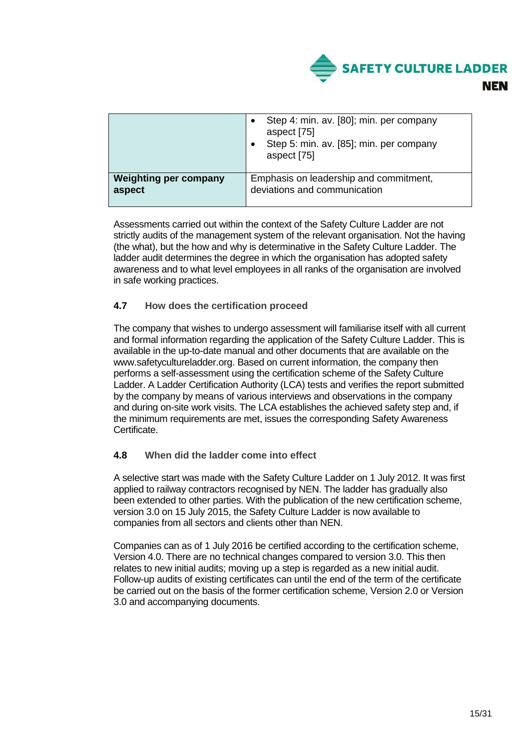|  |  |
|---|---|
|  | • Step 4: min. av. [80]; min. per company aspect [75]<br>• Step 5: min. av. [85]; min. per company aspect [75] |
| **Weighting per company aspect** | Emphasis on leadership and commitment, deviations and communication |

Assessments carried out within the context of the Safety Culture Ladder are not strictly audits of the management system of the relevant organisation. Not the having (the what), but the how and why is determinative in the Safety Culture Ladder. The ladder audit determines the degree in which the organisation has adopted safety awareness and to what level employees in all ranks of the organisation are involved in safe working practices.

### 4.7 How does the certification proceed

The company that wishes to undergo assessment will familiarise itself with all current and formal information regarding the application of the Safety Culture Ladder. This is available in the up-to-date manual and other documents that are available on the www.safetycultureladder.org. Based on current information, the company then performs a self-assessment using the certification scheme of the Safety Culture Ladder. A Ladder Certification Authority (LCA) tests and verifies the report submitted by the company by means of various interviews and observations in the company and during on-site work visits. The LCA establishes the achieved safety step and, if the minimum requirements are met, issues the corresponding Safety Awareness Certificate.

### 4.8 When did the ladder come into effect

A selective start was made with the Safety Culture Ladder on 1 July 2012. It was first applied to railway contractors recognised by NEN. The ladder has gradually also been extended to other parties. With the publication of the new certification scheme, version 3.0 on 15 July 2015, the Safety Culture Ladder is now available to companies from all sectors and clients other than NEN.

Companies can as of 1 July 2016 be certified according to the certification scheme, Version 4.0. There are no technical changes compared to version 3.0. This then relates to new initial audits; moving up a step is regarded as a new initial audit. Follow-up audits of existing certificates can until the end of the term of the certificate be carried out on the basis of the former certification scheme, Version 2.0 or Version 3.0 and accompanying documents.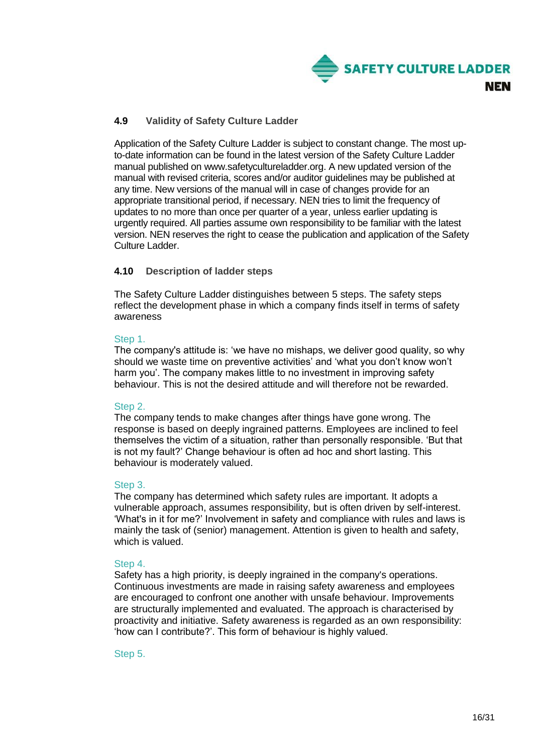### 4.9 Validity of Safety Culture Ladder

Application of the Safety Culture Ladder is subject to constant change. The most up-to-date information can be found in the latest version of the Safety Culture Ladder manual published on www.safetycultureladder.org. A new updated version of the manual with revised criteria, scores and/or auditor guidelines may be published at any time. New versions of the manual will in case of changes provide for an appropriate transitional period, if necessary. NEN tries to limit the frequency of updates to no more than once per quarter of a year, unless earlier updating is urgently required. All parties assume own responsibility to be familiar with the latest version. NEN reserves the right to cease the publication and application of the Safety Culture Ladder.

### 4.10 Description of ladder steps

The Safety Culture Ladder distinguishes between 5 steps. The safety steps reflect the development phase in which a company finds itself in terms of safety awareness

Step 1.

The company's attitude is: 'we have no mishaps, we deliver good quality, so why should we waste time on preventive activities' and 'what you don't know won't harm you'. The company makes little to no investment in improving safety behaviour. This is not the desired attitude and will therefore not be rewarded.

Step 2.

The company tends to make changes after things have gone wrong. The response is based on deeply ingrained patterns. Employees are inclined to feel themselves the victim of a situation, rather than personally responsible. 'But that is not my fault?' Change behaviour is often ad hoc and short lasting. This behaviour is moderately valued.

Step 3.

The company has determined which safety rules are important. It adopts a vulnerable approach, assumes responsibility, but is often driven by self-interest. 'What's in it for me?' Involvement in safety and compliance with rules and laws is mainly the task of (senior) management. Attention is given to health and safety, which is valued.

Step 4.

Safety has a high priority, is deeply ingrained in the company's operations. Continuous investments are made in raising safety awareness and employees are encouraged to confront one another with unsafe behaviour. Improvements are structurally implemented and evaluated. The approach is characterised by proactivity and initiative. Safety awareness is regarded as an own responsibility: 'how can I contribute?'. This form of behaviour is highly valued.

Step 5.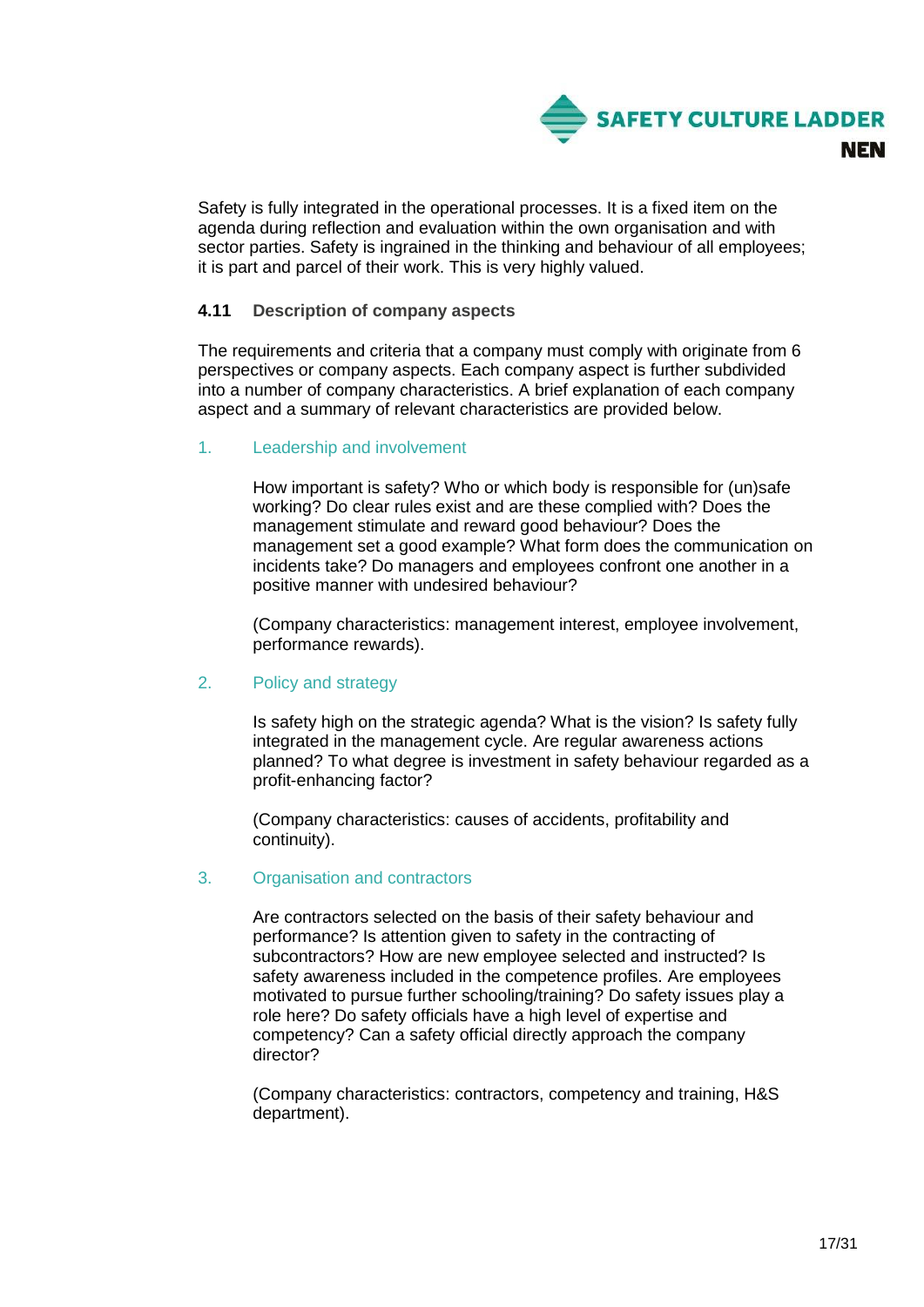Safety is fully integrated in the operational processes. It is a fixed item on the agenda during reflection and evaluation within the own organisation and with sector parties. Safety is ingrained in the thinking and behaviour of all employees; it is part and parcel of their work. This is very highly valued.

### 4.11 Description of company aspects

The requirements and criteria that a company must comply with originate from 6 perspectives or company aspects. Each company aspect is further subdivided into a number of company characteristics. A brief explanation of each company aspect and a summary of relevant characteristics are provided below.

1. Leadership and involvement

   How important is safety? Who or which body is responsible for (un)safe working? Do clear rules exist and are these complied with? Does the management stimulate and reward good behaviour? Does the management set a good example? What form does the communication on incidents take? Do managers and employees confront one another in a positive manner with undesired behaviour?

   (Company characteristics: management interest, employee involvement, performance rewards).

2. Policy and strategy

   Is safety high on the strategic agenda? What is the vision? Is safety fully integrated in the management cycle. Are regular awareness actions planned? To what degree is investment in safety behaviour regarded as a profit-enhancing factor?

   (Company characteristics: causes of accidents, profitability and continuity).

3. Organisation and contractors

   Are contractors selected on the basis of their safety behaviour and performance? Is attention given to safety in the contracting of subcontractors? How are new employee selected and instructed? Is safety awareness included in the competence profiles. Are employees motivated to pursue further schooling/training? Do safety issues play a role here? Do safety officials have a high level of expertise and competency? Can a safety official directly approach the company director?

   (Company characteristics: contractors, competency and training, H&S department).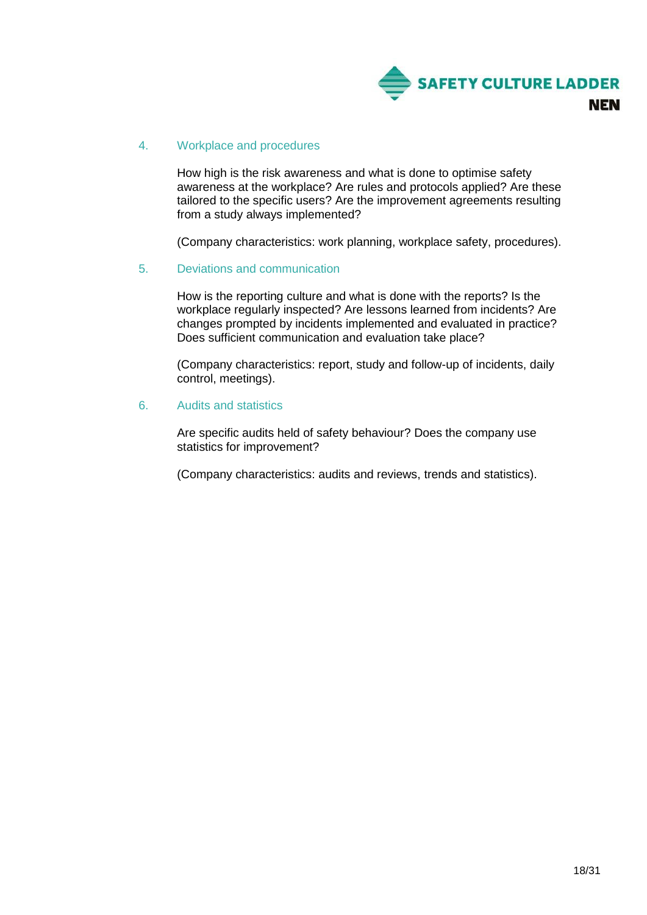### 4. Workplace and procedures

How high is the risk awareness and what is done to optimise safety awareness at the workplace? Are rules and protocols applied? Are these tailored to the specific users? Are the improvement agreements resulting from a study always implemented?

(Company characteristics: work planning, workplace safety, procedures).

### 5. Deviations and communication

How is the reporting culture and what is done with the reports? Is the workplace regularly inspected? Are lessons learned from incidents? Are changes prompted by incidents implemented and evaluated in practice? Does sufficient communication and evaluation take place?

(Company characteristics: report, study and follow-up of incidents, daily control, meetings).

### 6. Audits and statistics

Are specific audits held of safety behaviour? Does the company use statistics for improvement?

(Company characteristics: audits and reviews, trends and statistics).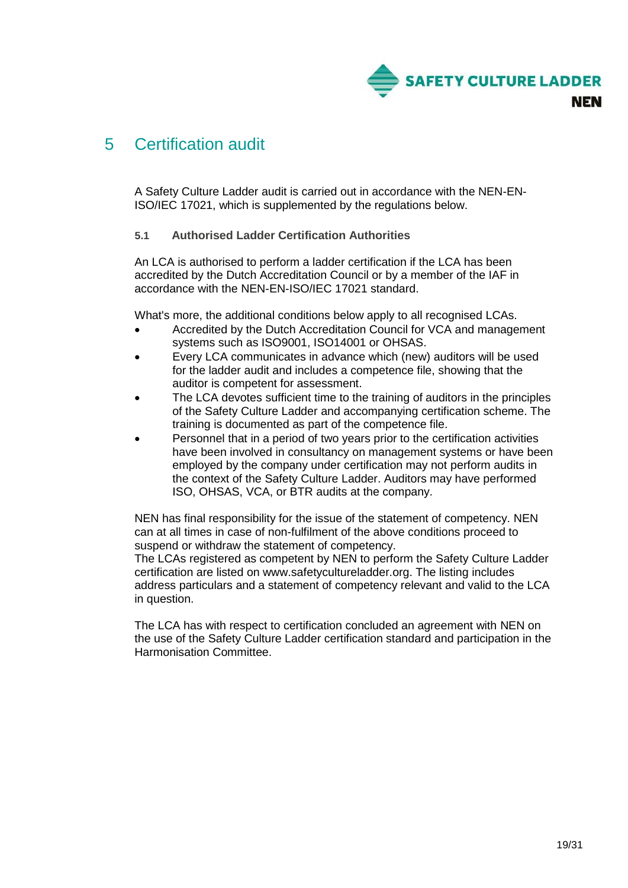# 5 Certification audit

A Safety Culture Ladder audit is carried out in accordance with the NEN-EN-ISO/IEC 17021, which is supplemented by the regulations below.

### 5.1 Authorised Ladder Certification Authorities

An LCA is authorised to perform a ladder certification if the LCA has been accredited by the Dutch Accreditation Council or by a member of the IAF in accordance with the NEN-EN-ISO/IEC 17021 standard.

What's more, the additional conditions below apply to all recognised LCAs.

- Accredited by the Dutch Accreditation Council for VCA and management systems such as ISO9001, ISO14001 or OHSAS.
- Every LCA communicates in advance which (new) auditors will be used for the ladder audit and includes a competence file, showing that the auditor is competent for assessment.
- The LCA devotes sufficient time to the training of auditors in the principles of the Safety Culture Ladder and accompanying certification scheme. The training is documented as part of the competence file.
- Personnel that in a period of two years prior to the certification activities have been involved in consultancy on management systems or have been employed by the company under certification may not perform audits in the context of the Safety Culture Ladder. Auditors may have performed ISO, OHSAS, VCA, or BTR audits at the company.

NEN has final responsibility for the issue of the statement of competency. NEN can at all times in case of non-fulfilment of the above conditions proceed to suspend or withdraw the statement of competency.
The LCAs registered as competent by NEN to perform the Safety Culture Ladder certification are listed on www.safetycultureladder.org. The listing includes address particulars and a statement of competency relevant and valid to the LCA in question.

The LCA has with respect to certification concluded an agreement with NEN on the use of the Safety Culture Ladder certification standard and participation in the Harmonisation Committee.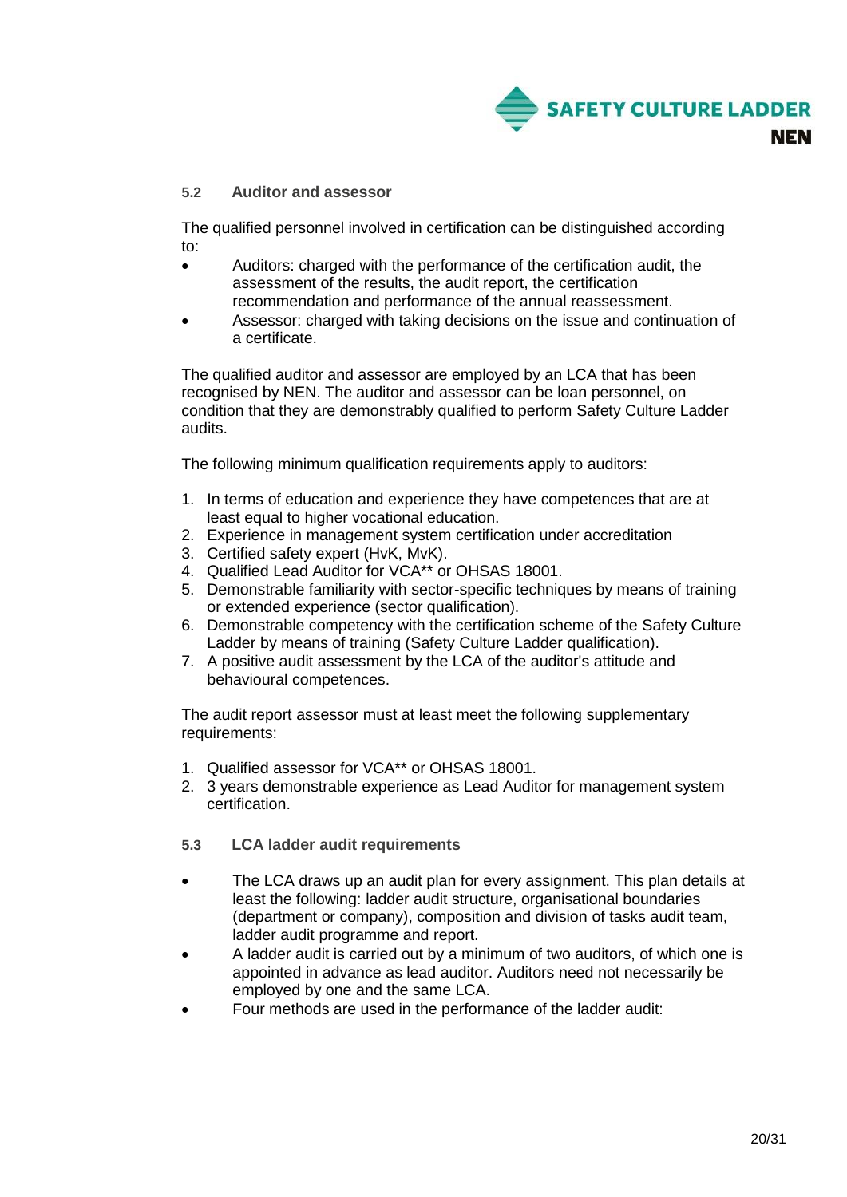### 5.2 Auditor and assessor

The qualified personnel involved in certification can be distinguished according to:

- Auditors: charged with the performance of the certification audit, the assessment of the results, the audit report, the certification recommendation and performance of the annual reassessment.
- Assessor: charged with taking decisions on the issue and continuation of a certificate.

The qualified auditor and assessor are employed by an LCA that has been recognised by NEN. The auditor and assessor can be loan personnel, on condition that they are demonstrably qualified to perform Safety Culture Ladder audits.

The following minimum qualification requirements apply to auditors:

1. In terms of education and experience they have competences that are at least equal to higher vocational education.
2. Experience in management system certification under accreditation
3. Certified safety expert (HvK, MvK).
4. Qualified Lead Auditor for VCA** or OHSAS 18001.
5. Demonstrable familiarity with sector-specific techniques by means of training or extended experience (sector qualification).
6. Demonstrable competency with the certification scheme of the Safety Culture Ladder by means of training (Safety Culture Ladder qualification).
7. A positive audit assessment by the LCA of the auditor's attitude and behavioural competences.

The audit report assessor must at least meet the following supplementary requirements:

1. Qualified assessor for VCA** or OHSAS 18001.
2. 3 years demonstrable experience as Lead Auditor for management system certification.

### 5.3 LCA ladder audit requirements

- The LCA draws up an audit plan for every assignment. This plan details at least the following: ladder audit structure, organisational boundaries (department or company), composition and division of tasks audit team, ladder audit programme and report.
- A ladder audit is carried out by a minimum of two auditors, of which one is appointed in advance as lead auditor. Auditors need not necessarily be employed by one and the same LCA.
- Four methods are used in the performance of the ladder audit: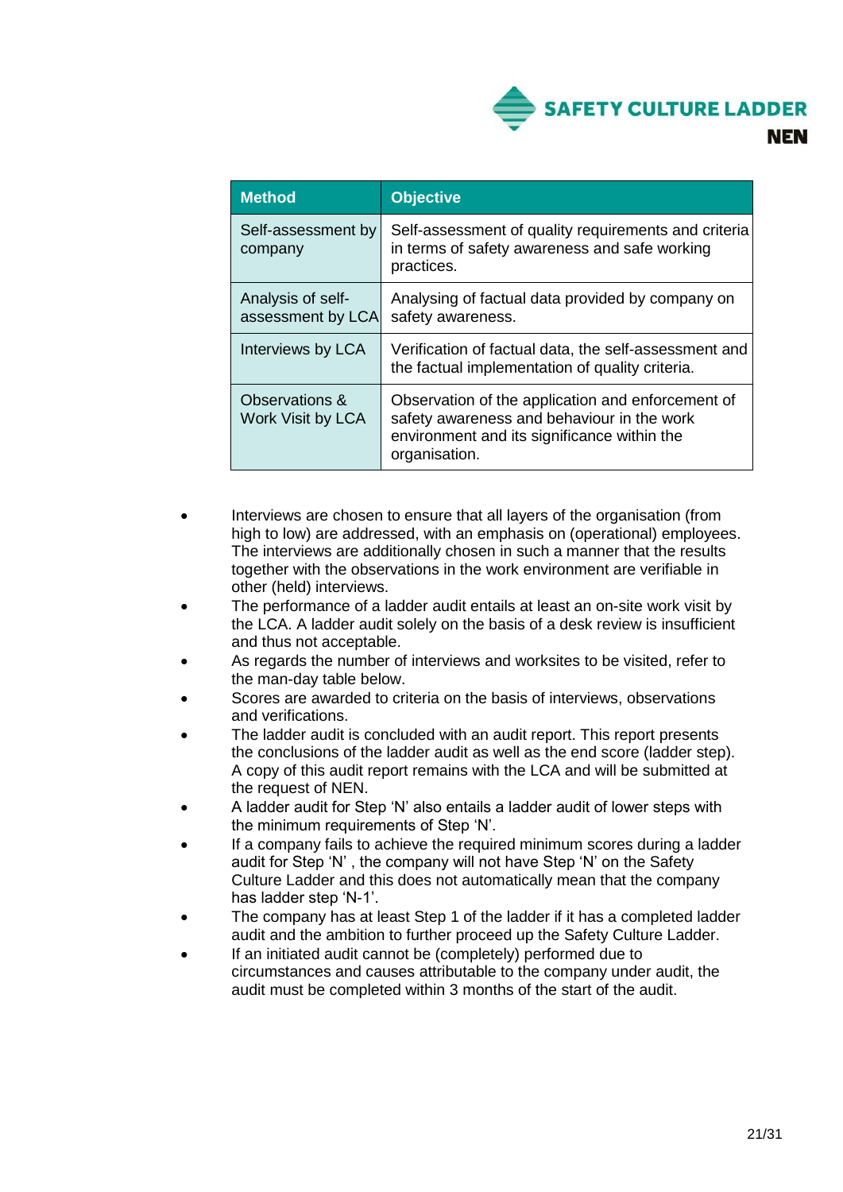| Method | Objective |
|---|---|
| Self-assessment by company | Self-assessment of quality requirements and criteria in terms of safety awareness and safe working practices. |
| Analysis of self-assessment by LCA | Analysing of factual data provided by company on safety awareness. |
| Interviews by LCA | Verification of factual data, the self-assessment and the factual implementation of quality criteria. |
| Observations & Work Visit by LCA | Observation of the application and enforcement of safety awareness and behaviour in the work environment and its significance within the organisation. |

- Interviews are chosen to ensure that all layers of the organisation (from high to low) are addressed, with an emphasis on (operational) employees. The interviews are additionally chosen in such a manner that the results together with the observations in the work environment are verifiable in other (held) interviews.
- The performance of a ladder audit entails at least an on-site work visit by the LCA. A ladder audit solely on the basis of a desk review is insufficient and thus not acceptable.
- As regards the number of interviews and worksites to be visited, refer to the man-day table below.
- Scores are awarded to criteria on the basis of interviews, observations and verifications.
- The ladder audit is concluded with an audit report. This report presents the conclusions of the ladder audit as well as the end score (ladder step). A copy of this audit report remains with the LCA and will be submitted at the request of NEN.
- A ladder audit for Step 'N' also entails a ladder audit of lower steps with the minimum requirements of Step 'N'.
- If a company fails to achieve the required minimum scores during a ladder audit for Step 'N' , the company will not have Step 'N' on the Safety Culture Ladder and this does not automatically mean that the company has ladder step 'N-1'.
- The company has at least Step 1 of the ladder if it has a completed ladder audit and the ambition to further proceed up the Safety Culture Ladder.
- If an initiated audit cannot be (completely) performed due to circumstances and causes attributable to the company under audit, the audit must be completed within 3 months of the start of the audit.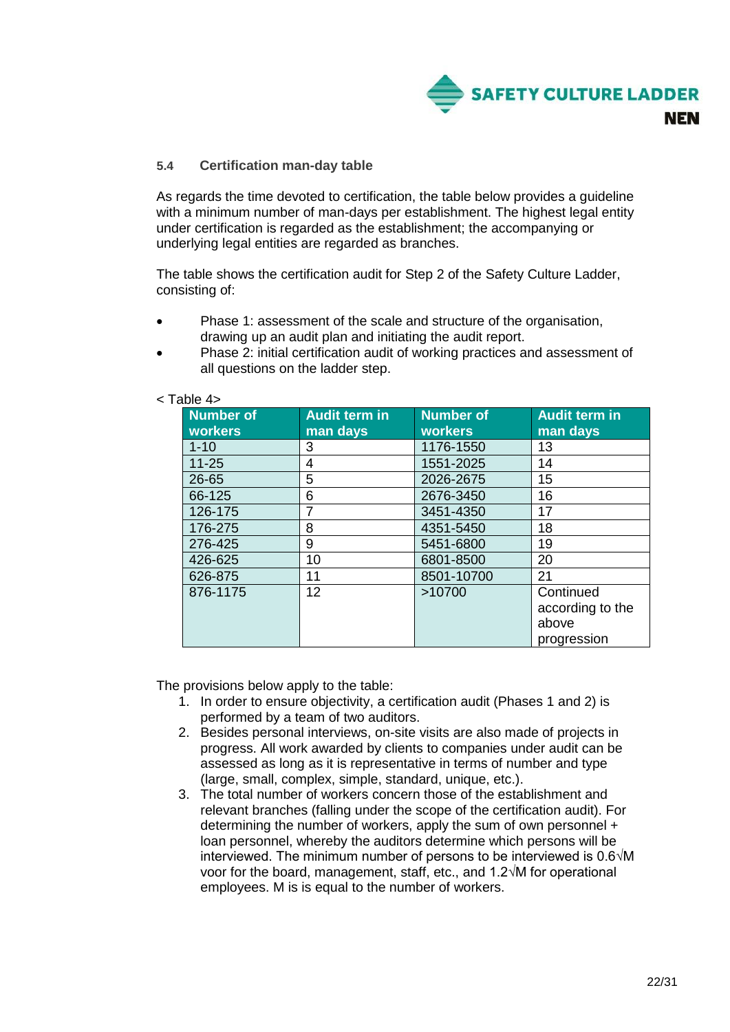### 5.4 Certification man-day table

As regards the time devoted to certification, the table below provides a guideline with a minimum number of man-days per establishment. The highest legal entity under certification is regarded as the establishment; the accompanying or underlying legal entities are regarded as branches.

The table shows the certification audit for Step 2 of the Safety Culture Ladder, consisting of:

- Phase 1: assessment of the scale and structure of the organisation, drawing up an audit plan and initiating the audit report.
- Phase 2: initial certification audit of working practices and assessment of all questions on the ladder step.

< Table 4>

| Number of workers | Audit term in man days | Number of workers | Audit term in man days |
|---|---|---|---|
| 1-10 | 3 | 1176-1550 | 13 |
| 11-25 | 4 | 1551-2025 | 14 |
| 26-65 | 5 | 2026-2675 | 15 |
| 66-125 | 6 | 2676-3450 | 16 |
| 126-175 | 7 | 3451-4350 | 17 |
| 176-275 | 8 | 4351-5450 | 18 |
| 276-425 | 9 | 5451-6800 | 19 |
| 426-625 | 10 | 6801-8500 | 20 |
| 626-875 | 11 | 8501-10700 | 21 |
| 876-1175 | 12 | >10700 | Continued according to the above progression |

The provisions below apply to the table:

1. In order to ensure objectivity, a certification audit (Phases 1 and 2) is performed by a team of two auditors.
2. Besides personal interviews, on-site visits are also made of projects in progress. All work awarded by clients to companies under audit can be assessed as long as it is representative in terms of number and type (large, small, complex, simple, standard, unique, etc.).
3. The total number of workers concern those of the establishment and relevant branches (falling under the scope of the certification audit). For determining the number of workers, apply the sum of own personnel + loan personnel, whereby the auditors determine which persons will be interviewed. The minimum number of persons to be interviewed is $0.6\sqrt{M}$ voor for the board, management, staff, etc., and $1.2\sqrt{M}$ for operational employees. M is is equal to the number of workers.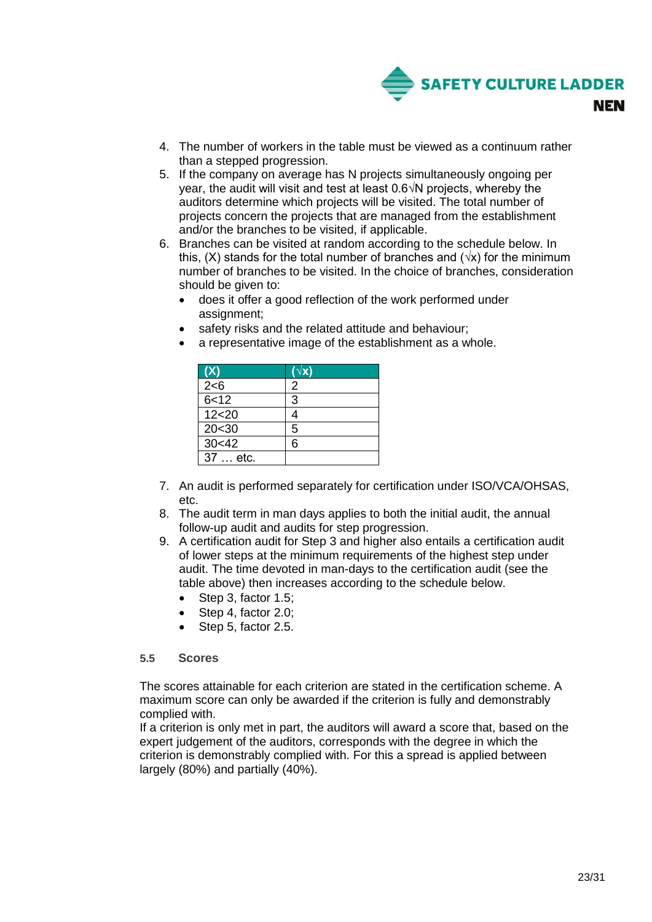4. The number of workers in the table must be viewed as a continuum rather than a stepped progression.
5. If the company on average has N projects simultaneously ongoing per year, the audit will visit and test at least $0.6\sqrt{N}$ projects, whereby the auditors determine which projects will be visited. The total number of projects concern the projects that are managed from the establishment and/or the branches to be visited, if applicable.
6. Branches can be visited at random according to the schedule below. In this, (X) stands for the total number of branches and ($\sqrt{x}$) for the minimum number of branches to be visited. In the choice of branches, consideration should be given to:
   - does it offer a good reflection of the work performed under assignment;
   - safety risks and the related attitude and behaviour;
   - a representative image of the establishment as a whole.

| (X) | ($\sqrt{x}$) |
|---|---|
| 2<6 | 2 |
| 6<12 | 3 |
| 12<20 | 4 |
| 20<30 | 5 |
| 30<42 | 6 |
| 37 … etc. | |

7. An audit is performed separately for certification under ISO/VCA/OHSAS, etc.
8. The audit term in man days applies to both the initial audit, the annual follow-up audit and audits for step progression.
9. A certification audit for Step 3 and higher also entails a certification audit of lower steps at the minimum requirements of the highest step under audit. The time devoted in man-days to the certification audit (see the table above) then increases according to the schedule below.
   - Step 3, factor 1.5;
   - Step 4, factor 2.0;
   - Step 5, factor 2.5.

### 5.5 Scores

The scores attainable for each criterion are stated in the certification scheme. A maximum score can only be awarded if the criterion is fully and demonstrably complied with.
If a criterion is only met in part, the auditors will award a score that, based on the expert judgement of the auditors, corresponds with the degree in which the criterion is demonstrably complied with. For this a spread is applied between largely (80%) and partially (40%).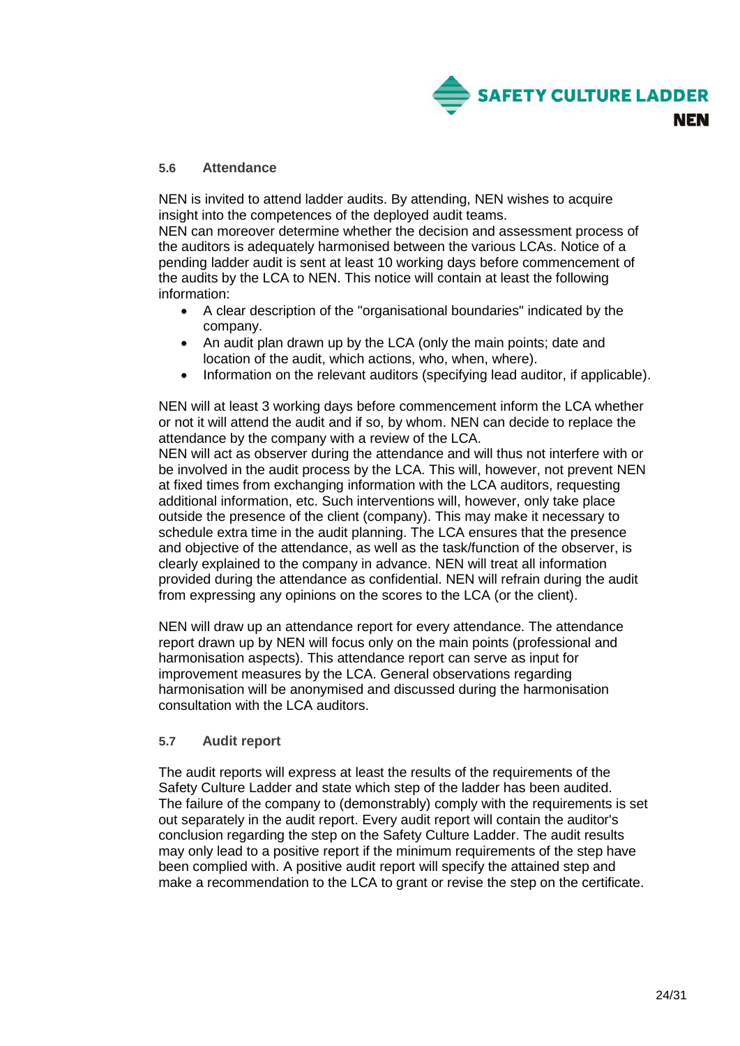### 5.6 Attendance

NEN is invited to attend ladder audits. By attending, NEN wishes to acquire insight into the competences of the deployed audit teams.
NEN can moreover determine whether the decision and assessment process of the auditors is adequately harmonised between the various LCAs. Notice of a pending ladder audit is sent at least 10 working days before commencement of the audits by the LCA to NEN. This notice will contain at least the following information:

- A clear description of the "organisational boundaries" indicated by the company.
- An audit plan drawn up by the LCA (only the main points; date and location of the audit, which actions, who, when, where).
- Information on the relevant auditors (specifying lead auditor, if applicable).

NEN will at least 3 working days before commencement inform the LCA whether or not it will attend the audit and if so, by whom. NEN can decide to replace the attendance by the company with a review of the LCA.
NEN will act as observer during the attendance and will thus not interfere with or be involved in the audit process by the LCA. This will, however, not prevent NEN at fixed times from exchanging information with the LCA auditors, requesting additional information, etc. Such interventions will, however, only take place outside the presence of the client (company). This may make it necessary to schedule extra time in the audit planning. The LCA ensures that the presence and objective of the attendance, as well as the task/function of the observer, is clearly explained to the company in advance. NEN will treat all information provided during the attendance as confidential. NEN will refrain during the audit from expressing any opinions on the scores to the LCA (or the client).

NEN will draw up an attendance report for every attendance. The attendance report drawn up by NEN will focus only on the main points (professional and harmonisation aspects). This attendance report can serve as input for improvement measures by the LCA. General observations regarding harmonisation will be anonymised and discussed during the harmonisation consultation with the LCA auditors.

### 5.7 Audit report

The audit reports will express at least the results of the requirements of the Safety Culture Ladder and state which step of the ladder has been audited. The failure of the company to (demonstrably) comply with the requirements is set out separately in the audit report. Every audit report will contain the auditor's conclusion regarding the step on the Safety Culture Ladder. The audit results may only lead to a positive report if the minimum requirements of the step have been complied with. A positive audit report will specify the attained step and make a recommendation to the LCA to grant or revise the step on the certificate.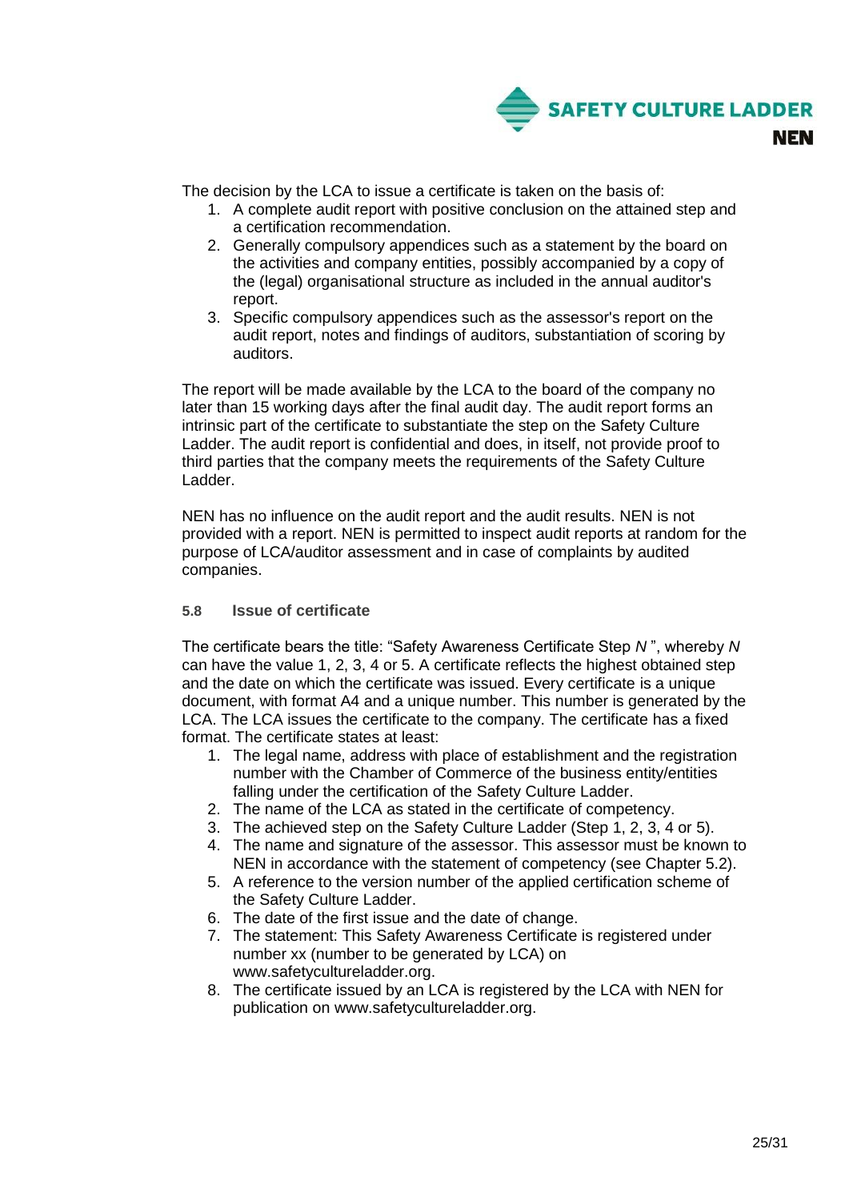The decision by the LCA to issue a certificate is taken on the basis of:

1. A complete audit report with positive conclusion on the attained step and a certification recommendation.
2. Generally compulsory appendices such as a statement by the board on the activities and company entities, possibly accompanied by a copy of the (legal) organisational structure as included in the annual auditor's report.
3. Specific compulsory appendices such as the assessor's report on the audit report, notes and findings of auditors, substantiation of scoring by auditors.

The report will be made available by the LCA to the board of the company no later than 15 working days after the final audit day. The audit report forms an intrinsic part of the certificate to substantiate the step on the Safety Culture Ladder. The audit report is confidential and does, in itself, not provide proof to third parties that the company meets the requirements of the Safety Culture Ladder.

NEN has no influence on the audit report and the audit results. NEN is not provided with a report. NEN is permitted to inspect audit reports at random for the purpose of LCA/auditor assessment and in case of complaints by audited companies.

### 5.8 Issue of certificate

The certificate bears the title: “Safety Awareness Certificate Step *N* ”, whereby *N* can have the value 1, 2, 3, 4 or 5. A certificate reflects the highest obtained step and the date on which the certificate was issued. Every certificate is a unique document, with format A4 and a unique number. This number is generated by the LCA. The LCA issues the certificate to the company. The certificate has a fixed format. The certificate states at least:

1. The legal name, address with place of establishment and the registration number with the Chamber of Commerce of the business entity/entities falling under the certification of the Safety Culture Ladder.
2. The name of the LCA as stated in the certificate of competency.
3. The achieved step on the Safety Culture Ladder (Step 1, 2, 3, 4 or 5).
4. The name and signature of the assessor. This assessor must be known to NEN in accordance with the statement of competency (see Chapter 5.2).
5. A reference to the version number of the applied certification scheme of the Safety Culture Ladder.
6. The date of the first issue and the date of change.
7. The statement: This Safety Awareness Certificate is registered under number xx (number to be generated by LCA) on www.safetycultureladder.org.
8. The certificate issued by an LCA is registered by the LCA with NEN for publication on www.safetycultureladder.org.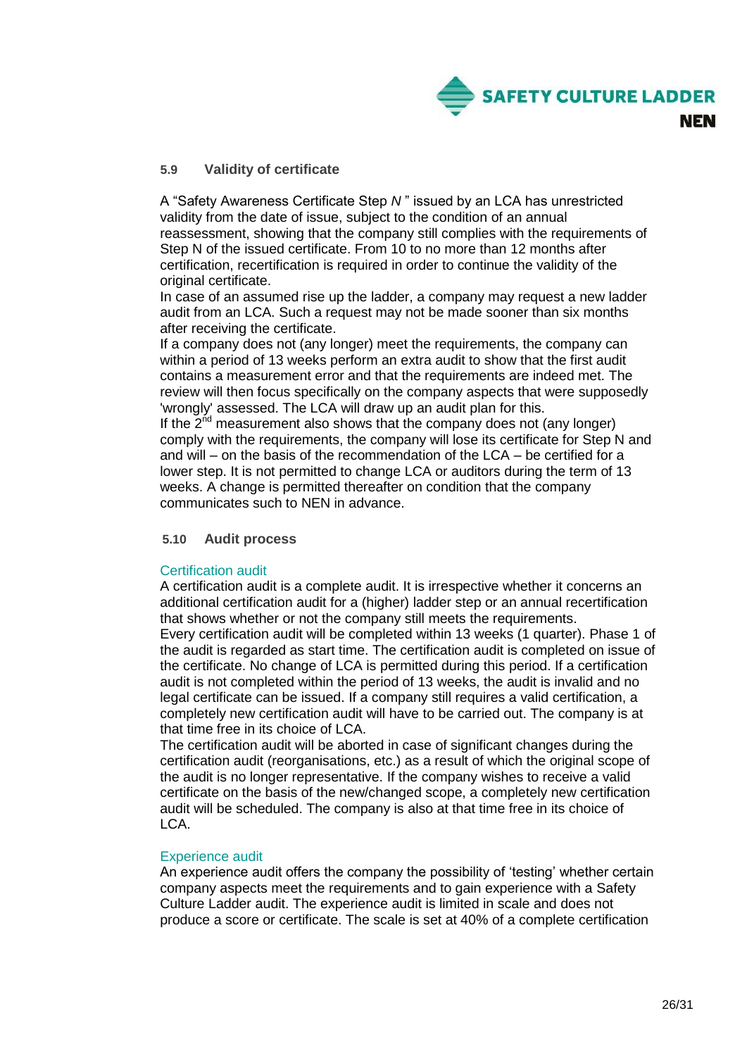## 5.9 Validity of certificate

A "Safety Awareness Certificate Step *N* " issued by an LCA has unrestricted validity from the date of issue, subject to the condition of an annual reassessment, showing that the company still complies with the requirements of Step N of the issued certificate. From 10 to no more than 12 months after certification, recertification is required in order to continue the validity of the original certificate.
In case of an assumed rise up the ladder, a company may request a new ladder audit from an LCA. Such a request may not be made sooner than six months after receiving the certificate.
If a company does not (any longer) meet the requirements, the company can within a period of 13 weeks perform an extra audit to show that the first audit contains a measurement error and that the requirements are indeed met. The review will then focus specifically on the company aspects that were supposedly 'wrongly' assessed. The LCA will draw up an audit plan for this.
If the 2nd measurement also shows that the company does not (any longer) comply with the requirements, the company will lose its certificate for Step N and and will – on the basis of the recommendation of the LCA – be certified for a lower step. It is not permitted to change LCA or auditors during the term of 13 weeks. A change is permitted thereafter on condition that the company communicates such to NEN in advance.

## 5.10 Audit process

### Certification audit

A certification audit is a complete audit. It is irrespective whether it concerns an additional certification audit for a (higher) ladder step or an annual recertification that shows whether or not the company still meets the requirements.
Every certification audit will be completed within 13 weeks (1 quarter). Phase 1 of the audit is regarded as start time. The certification audit is completed on issue of the certificate. No change of LCA is permitted during this period. If a certification audit is not completed within the period of 13 weeks, the audit is invalid and no legal certificate can be issued. If a company still requires a valid certification, a completely new certification audit will have to be carried out. The company is at that time free in its choice of LCA.
The certification audit will be aborted in case of significant changes during the certification audit (reorganisations, etc.) as a result of which the original scope of the audit is no longer representative. If the company wishes to receive a valid certificate on the basis of the new/changed scope, a completely new certification audit will be scheduled. The company is also at that time free in its choice of LCA.

### Experience audit

An experience audit offers the company the possibility of 'testing' whether certain company aspects meet the requirements and to gain experience with a Safety Culture Ladder audit. The experience audit is limited in scale and does not produce a score or certificate. The scale is set at 40% of a complete certification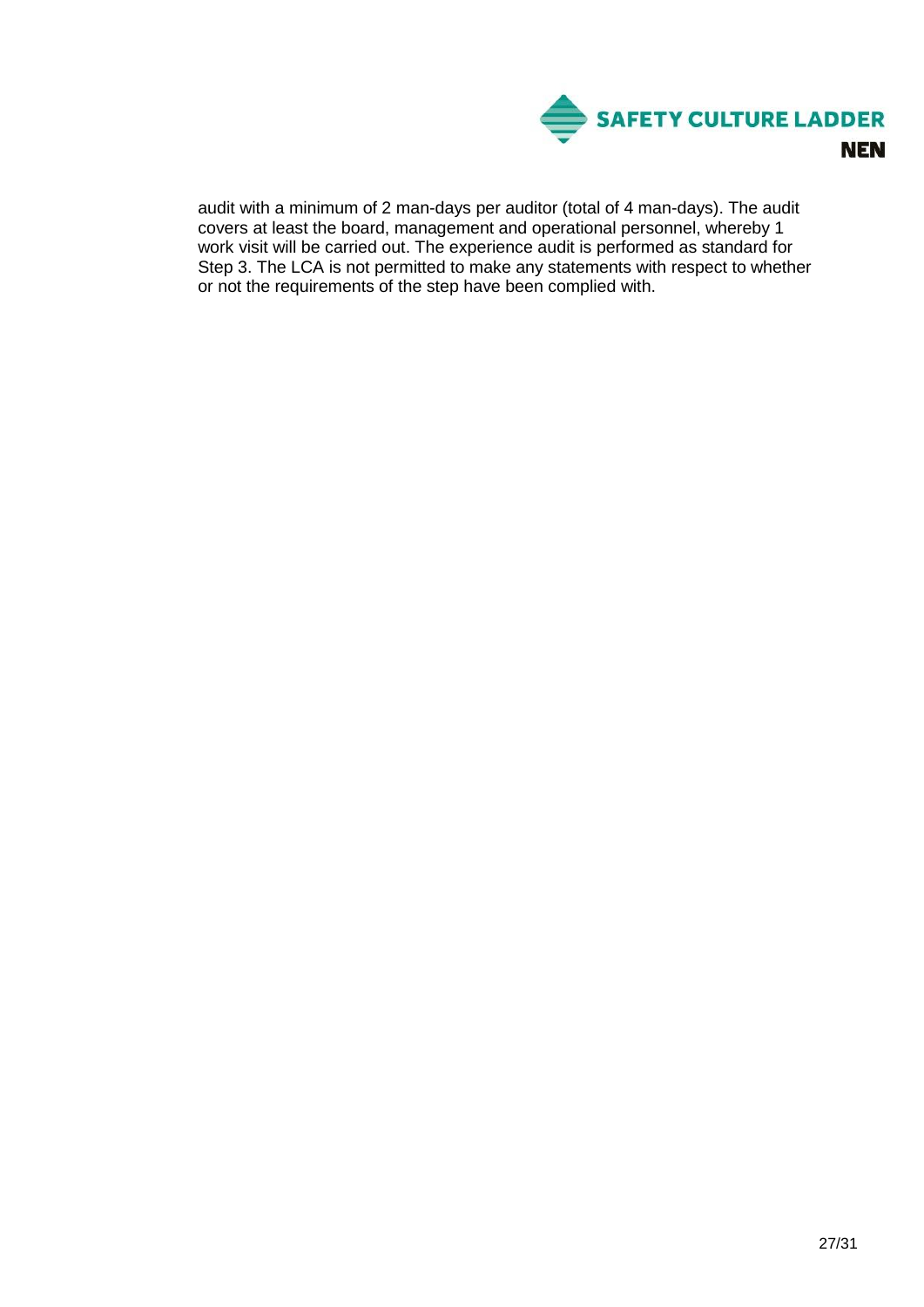audit with a minimum of 2 man-days per auditor (total of 4 man-days). The audit covers at least the board, management and operational personnel, whereby 1 work visit will be carried out. The experience audit is performed as standard for Step 3. The LCA is not permitted to make any statements with respect to whether or not the requirements of the step have been complied with.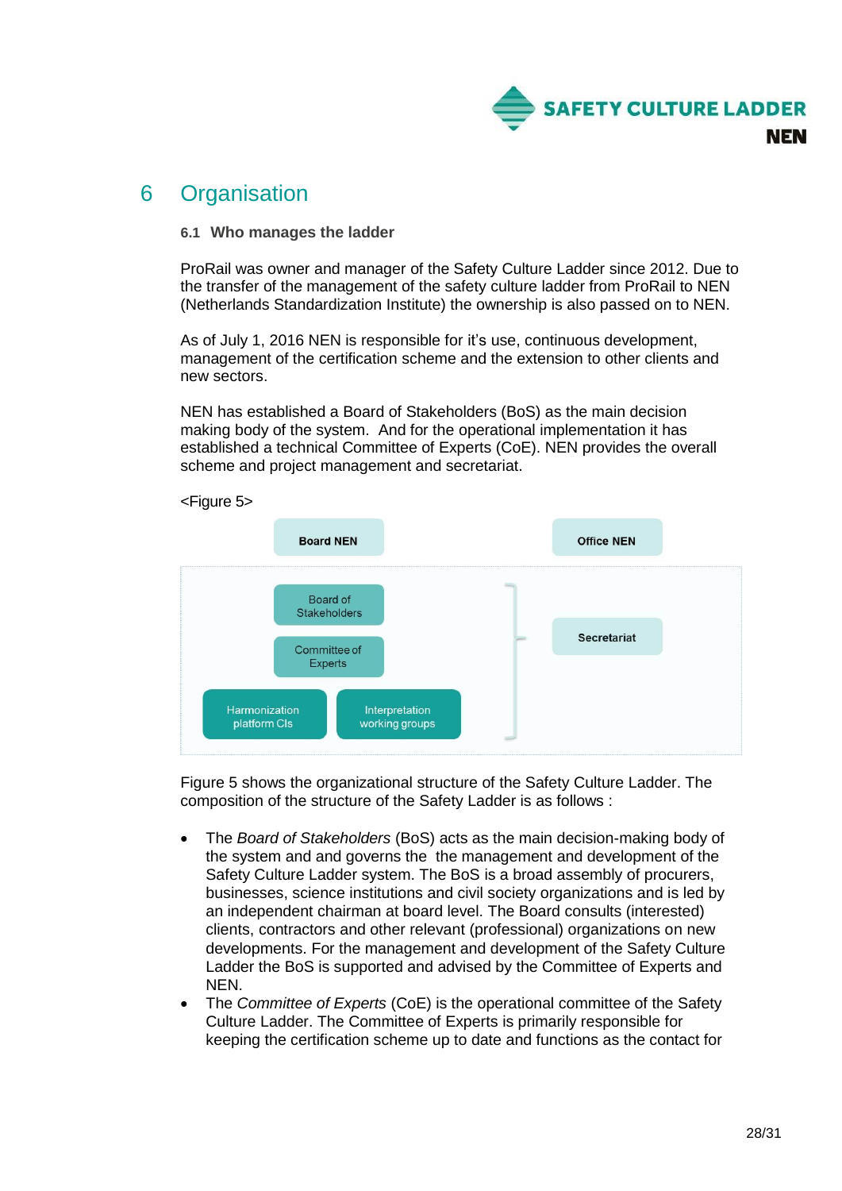# 6 Organisation

### 6.1 Who manages the ladder

ProRail was owner and manager of the Safety Culture Ladder since 2012. Due to the transfer of the management of the safety culture ladder from ProRail to NEN (Netherlands Standardization Institute) the ownership is also passed on to NEN.

As of July 1, 2016 NEN is responsible for it's use, continuous development, management of the certification scheme and the extension to other clients and new sectors.

NEN has established a Board of Stakeholders (BoS) as the main decision making body of the system. And for the operational implementation it has established a technical Committee of Experts (CoE). NEN provides the overall scheme and project management and secretariat.

<Figure 5>

Board NEN

Office NEN

Board of Stakeholders

Committee of Experts

Secretariat

Harmonization platform CIs

Interpretation working groups

Figure 5 shows the organizational structure of the Safety Culture Ladder. The composition of the structure of the Safety Ladder is as follows :

- The *Board of Stakeholders* (BoS) acts as the main decision-making body of the system and and governs the the management and development of the Safety Culture Ladder system. The BoS is a broad assembly of procurers, businesses, science institutions and civil society organizations and is led by an independent chairman at board level. The Board consults (interested) clients, contractors and other relevant (professional) organizations on new developments. For the management and development of the Safety Culture Ladder the BoS is supported and advised by the Committee of Experts and NEN.
- The *Committee of Experts* (CoE) is the operational committee of the Safety Culture Ladder. The Committee of Experts is primarily responsible for keeping the certification scheme up to date and functions as the contact for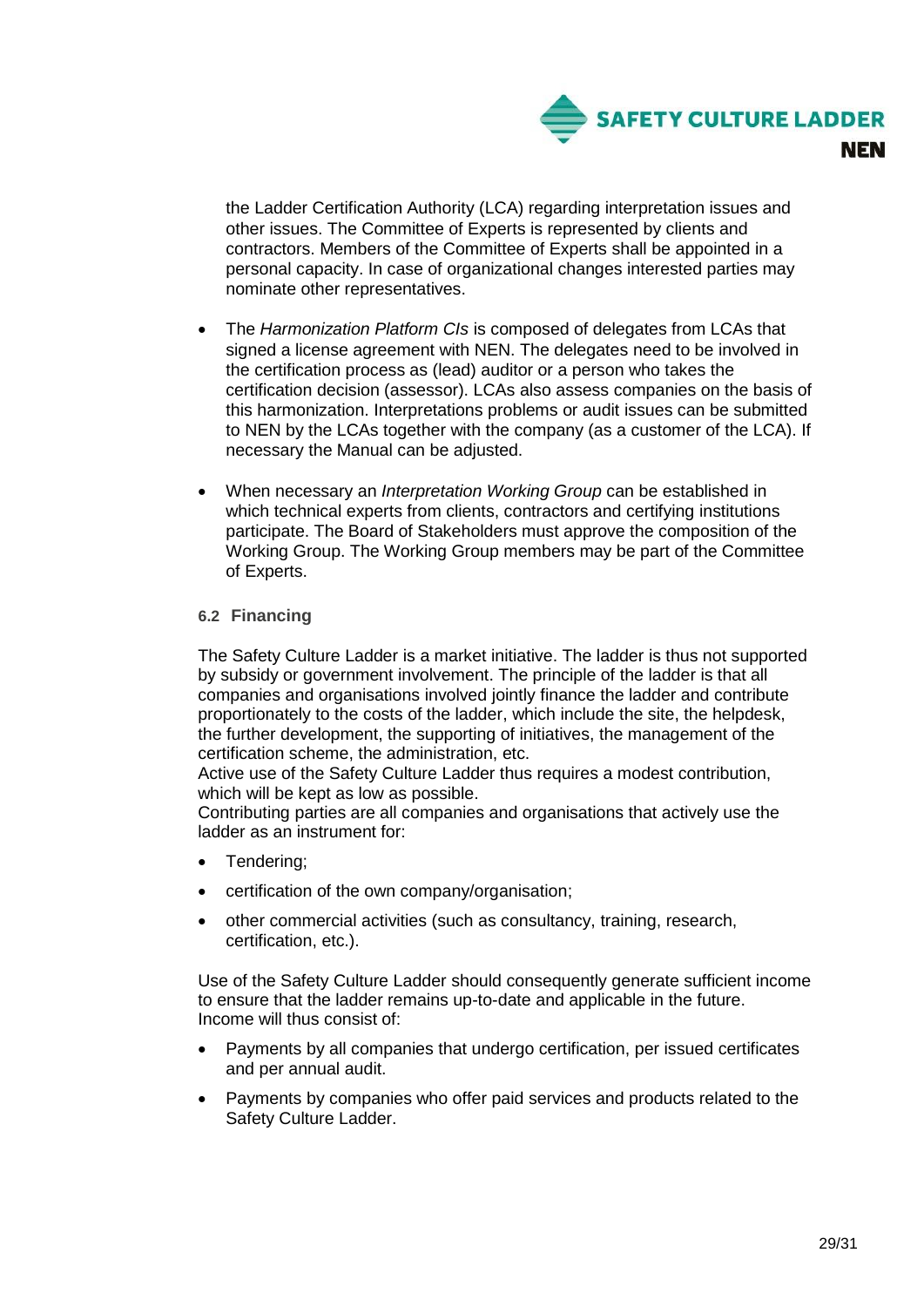the Ladder Certification Authority (LCA) regarding interpretation issues and other issues. The Committee of Experts is represented by clients and contractors. Members of the Committee of Experts shall be appointed in a personal capacity. In case of organizational changes interested parties may nominate other representatives.

- The *Harmonization Platform CIs* is composed of delegates from LCAs that signed a license agreement with NEN. The delegates need to be involved in the certification process as (lead) auditor or a person who takes the certification decision (assessor). LCAs also assess companies on the basis of this harmonization. Interpretations problems or audit issues can be submitted to NEN by the LCAs together with the company (as a customer of the LCA). If necessary the Manual can be adjusted.
- When necessary an *Interpretation Working Group* can be established in which technical experts from clients, contractors and certifying institutions participate. The Board of Stakeholders must approve the composition of the Working Group. The Working Group members may be part of the Committee of Experts.

### 6.2 Financing

The Safety Culture Ladder is a market initiative. The ladder is thus not supported by subsidy or government involvement. The principle of the ladder is that all companies and organisations involved jointly finance the ladder and contribute proportionately to the costs of the ladder, which include the site, the helpdesk, the further development, the supporting of initiatives, the management of the certification scheme, the administration, etc.
Active use of the Safety Culture Ladder thus requires a modest contribution, which will be kept as low as possible.
Contributing parties are all companies and organisations that actively use the ladder as an instrument for:

- Tendering;
- certification of the own company/organisation;
- other commercial activities (such as consultancy, training, research, certification, etc.).

Use of the Safety Culture Ladder should consequently generate sufficient income to ensure that the ladder remains up-to-date and applicable in the future.
Income will thus consist of:

- Payments by all companies that undergo certification, per issued certificates and per annual audit.
- Payments by companies who offer paid services and products related to the Safety Culture Ladder.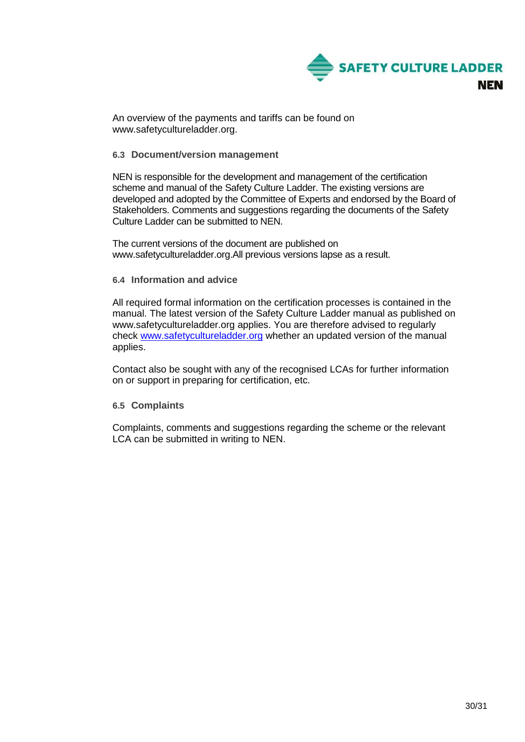An overview of the payments and tariffs can be found on www.safetycultureladder.org.

### 6.3 Document/version management

NEN is responsible for the development and management of the certification scheme and manual of the Safety Culture Ladder. The existing versions are developed and adopted by the Committee of Experts and endorsed by the Board of Stakeholders. Comments and suggestions regarding the documents of the Safety Culture Ladder can be submitted to NEN.

The current versions of the document are published on www.safetycultureladder.org.All previous versions lapse as a result.

### 6.4 Information and advice

All required formal information on the certification processes is contained in the manual. The latest version of the Safety Culture Ladder manual as published on www.safetycultureladder.org applies. You are therefore advised to regularly check www.safetycultureladder.org whether an updated version of the manual applies.

Contact also be sought with any of the recognised LCAs for further information on or support in preparing for certification, etc.

### 6.5 Complaints

Complaints, comments and suggestions regarding the scheme or the relevant LCA can be submitted in writing to NEN.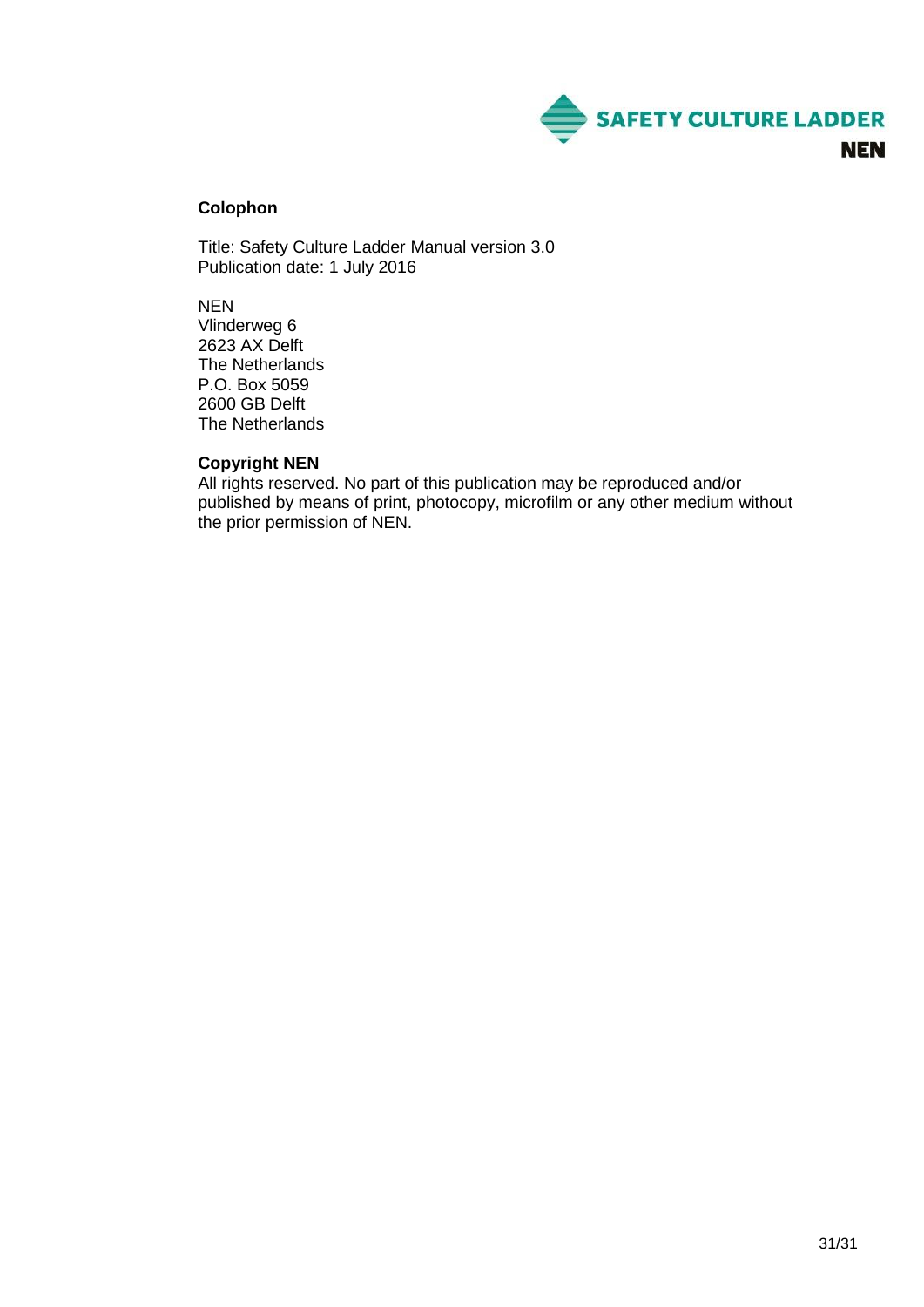**Colophon**

Title: Safety Culture Ladder Manual version 3.0
Publication date: 1 July 2016

NEN
Vlinderweg 6
2623 AX Delft
The Netherlands
P.O. Box 5059
2600 GB Delft
The Netherlands

**Copyright NEN**
All rights reserved. No part of this publication may be reproduced and/or published by means of print, photocopy, microfilm or any other medium without the prior permission of NEN.